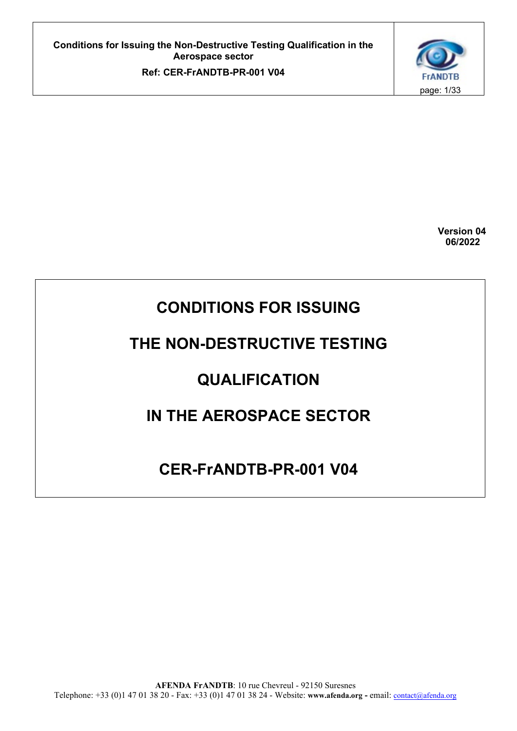Version 04
06/2022

# CONDITIONS FOR ISSUING THE NON-DESTRUCTIVE TESTING QUALIFICATION IN THE AEROSPACE SECTOR

# CER-FrANDTB-PR-001 V04

**AFENDA FrANDTB**: 10 rue Chevreul - 92150 Suresnes
Telephone: +33 (0)1 47 01 38 20 - Fax: +33 (0)1 47 01 38 24 - Website: **www.afenda.org** - email: contact@afenda.org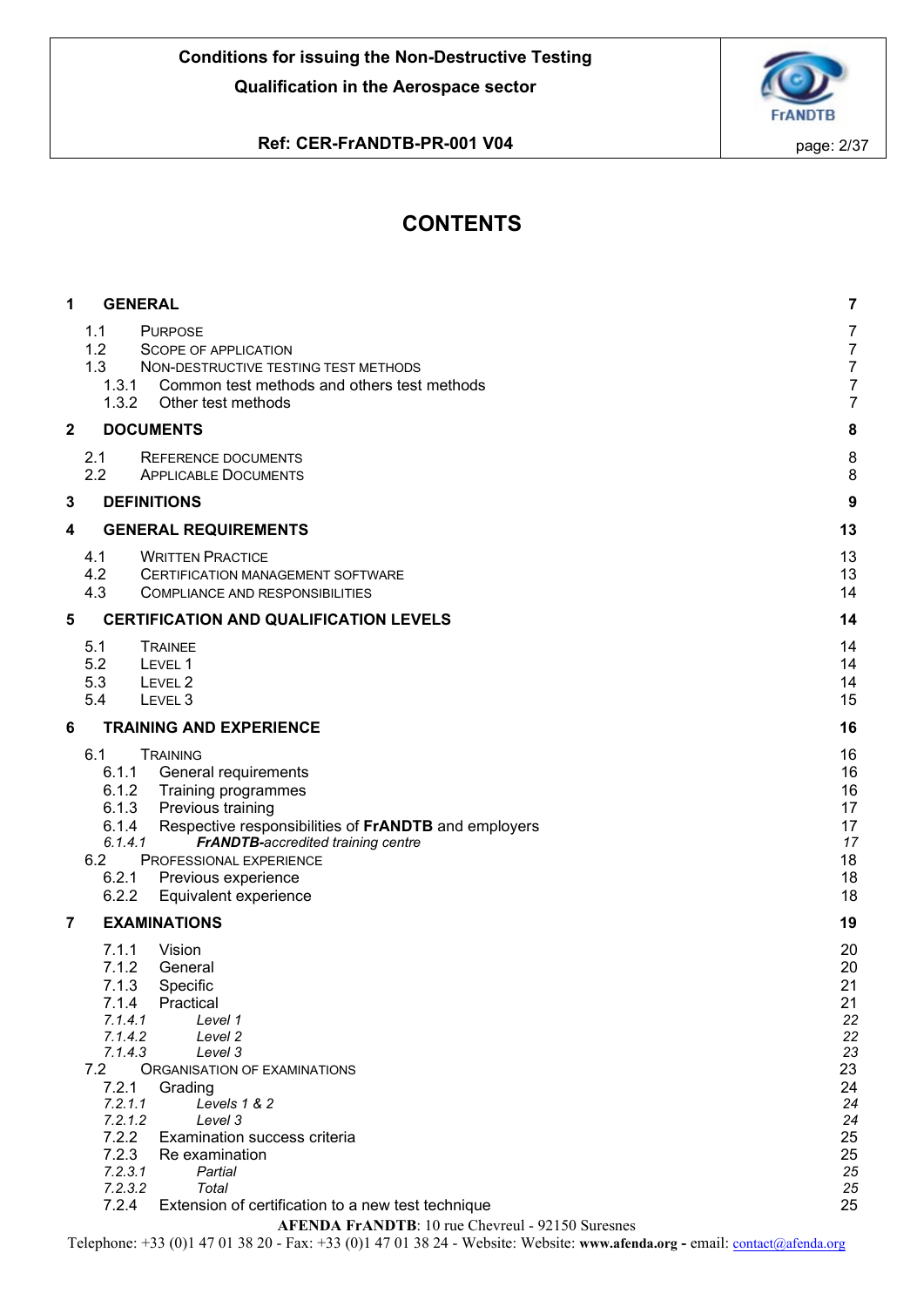# CONTENTS

| | | |
|---|---|---|
| **1** | **GENERAL** | **7** |
| 1.1 | PURPOSE | 7 |
| 1.2 | SCOPE OF APPLICATION | 7 |
| 1.3 | NON-DESTRUCTIVE TESTING TEST METHODS | 7 |
| 1.3.1 | Common test methods and others test methods | 7 |
| 1.3.2 | Other test methods | 7 |
| **2** | **DOCUMENTS** | **8** |
| 2.1 | REFERENCE DOCUMENTS | 8 |
| 2.2 | APPLICABLE DOCUMENTS | 8 |
| **3** | **DEFINITIONS** | **9** |
| **4** | **GENERAL REQUIREMENTS** | **13** |
| 4.1 | WRITTEN PRACTICE | 13 |
| 4.2 | CERTIFICATION MANAGEMENT SOFTWARE | 13 |
| 4.3 | COMPLIANCE AND RESPONSIBILITIES | 14 |
| **5** | **CERTIFICATION AND QUALIFICATION LEVELS** | **14** |
| 5.1 | TRAINEE | 14 |
| 5.2 | LEVEL 1 | 14 |
| 5.3 | LEVEL 2 | 14 |
| 5.4 | LEVEL 3 | 15 |
| **6** | **TRAINING AND EXPERIENCE** | **16** |
| 6.1 | TRAINING | 16 |
| 6.1.1 | General requirements | 16 |
| 6.1.2 | Training programmes | 16 |
| 6.1.3 | Previous training | 17 |
| 6.1.4 | Respective responsibilities of **FrANDTB** and employers | 17 |
| *6.1.4.1* | ***FrANDTB**-accredited training centre* | *17* |
| 6.2 | PROFESSIONAL EXPERIENCE | 18 |
| 6.2.1 | Previous experience | 18 |
| 6.2.2 | Equivalent experience | 18 |
| **7** | **EXAMINATIONS** | **19** |
| 7.1.1 | Vision | 20 |
| 7.1.2 | General | 20 |
| 7.1.3 | Specific | 21 |
| 7.1.4 | Practical | 21 |
| *7.1.4.1* | *Level 1* | *22* |
| *7.1.4.2* | *Level 2* | *22* |
| *7.1.4.3* | *Level 3* | *23* |
| 7.2 | ORGANISATION OF EXAMINATIONS | 23 |
| 7.2.1 | Grading | 24 |
| *7.2.1.1* | *Levels 1 & 2* | *24* |
| *7.2.1.2* | *Level 3* | *24* |
| 7.2.2 | Examination success criteria | 25 |
| 7.2.3 | Re examination | 25 |
| *7.2.3.1* | *Partial* | *25* |
| *7.2.3.2* | *Total* | *25* |
| 7.2.4 | Extension of certification to a new test technique | 25 |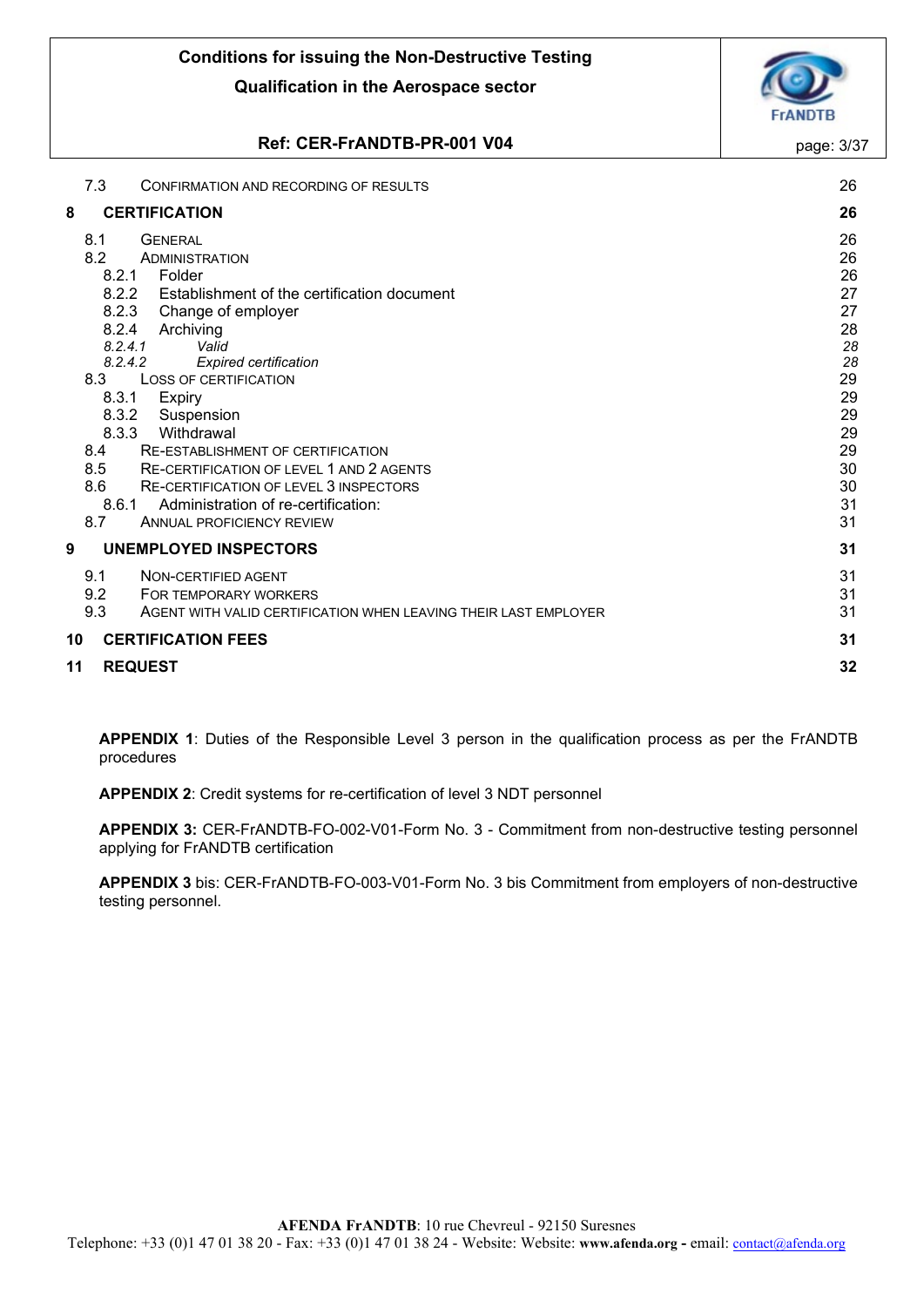7.3 CONFIRMATION AND RECORDING OF RESULTS 26

**8 CERTIFICATION 26**

8.1 GENERAL 26
8.2 ADMINISTRATION 26
8.2.1 Folder 26
8.2.2 Establishment of the certification document 27
8.2.3 Change of employer 27
8.2.4 Archiving 28
*8.2.4.1 Valid 28*
*8.2.4.2 Expired certification 28*
8.3 LOSS OF CERTIFICATION 29
8.3.1 Expiry 29
8.3.2 Suspension 29
8.3.3 Withdrawal 29
8.4 RE-ESTABLISHMENT OF CERTIFICATION 29
8.5 RE-CERTIFICATION OF LEVEL 1 AND 2 AGENTS 30
8.6 RE-CERTIFICATION OF LEVEL 3 INSPECTORS 30
8.6.1 Administration of re-certification: 31
8.7 ANNUAL PROFICIENCY REVIEW 31

**9 UNEMPLOYED INSPECTORS 31**

9.1 NON-CERTIFIED AGENT 31
9.2 FOR TEMPORARY WORKERS 31
9.3 AGENT WITH VALID CERTIFICATION WHEN LEAVING THEIR LAST EMPLOYER 31

**10 CERTIFICATION FEES 31**

**11 REQUEST 32**

**APPENDIX 1**: Duties of the Responsible Level 3 person in the qualification process as per the FrANDTB procedures

**APPENDIX 2**: Credit systems for re-certification of level 3 NDT personnel

**APPENDIX 3:** CER-FrANDTB-FO-002-V01-Form No. 3 - Commitment from non-destructive testing personnel applying for FrANDTB certification

**APPENDIX 3** bis: CER-FrANDTB-FO-003-V01-Form No. 3 bis Commitment from employers of non-destructive testing personnel.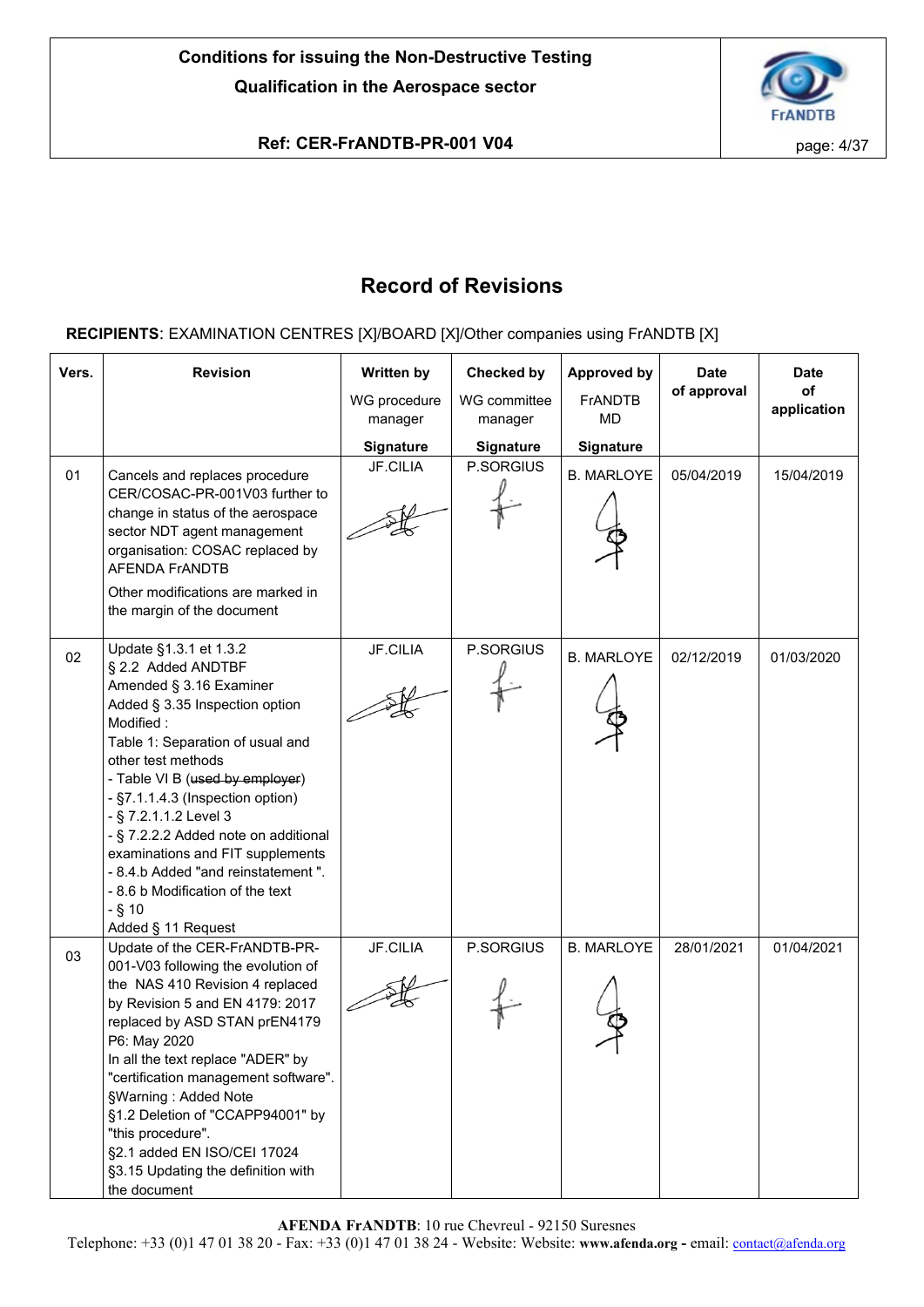# Record of Revisions

**RECIPIENTS**: EXAMINATION CENTRES [X]/BOARD [X]/Other companies using FrANDTB [X]

| Vers. | Revision | Written by<br>WG procedure manager<br>Signature | Checked by<br>WG committee manager<br>Signature | Approved by<br>FrANDTB MD<br>Signature | Date of approval | Date of application |
|---|---|---|---|---|---|---|
| 01 | Cancels and replaces procedure CER/COSAC-PR-001V03 further to change in status of the aerospace sector NDT agent management organisation: COSAC replaced by AFENDA FrANDTB<br>Other modifications are marked in the margin of the document | JF.CILIA | P.SORGIUS | B. MARLOYE | 05/04/2019 | 15/04/2019 |
| 02 | Update §1.3.1 et 1.3.2<br>§ 2.2 Added ANDTBF<br>Amended § 3.16 Examiner<br>Added § 3.35 Inspection option<br>Modified :<br>Table 1: Separation of usual and other test methods<br>- Table VI B (~~used by employer~~)<br>- §7.1.1.4.3 (Inspection option)<br>- § 7.2.1.1.2 Level 3<br>- § 7.2.2.2 Added note on additional examinations and FIT supplements<br>- 8.4.b Added "and reinstatement ".<br>- 8.6 b Modification of the text<br>- § 10<br>Added § 11 Request | JF.CILIA | P.SORGIUS | B. MARLOYE | 02/12/2019 | 01/03/2020 |
| 03 | Update of the CER-FrANDTB-PR-001-V03 following the evolution of the NAS 410 Revision 4 replaced by Revision 5 and EN 4179: 2017 replaced by ASD STAN prEN4179 P6: May 2020<br>In all the text replace "ADER" by "certification management software".<br>§Warning : Added Note<br>§1.2 Deletion of "CCAPP94001" by "this procedure".<br>§2.1 added EN ISO/CEI 17024<br>§3.15 Updating the definition with the document | JF.CILIA | P.SORGIUS | B. MARLOYE | 28/01/2021 | 01/04/2021 |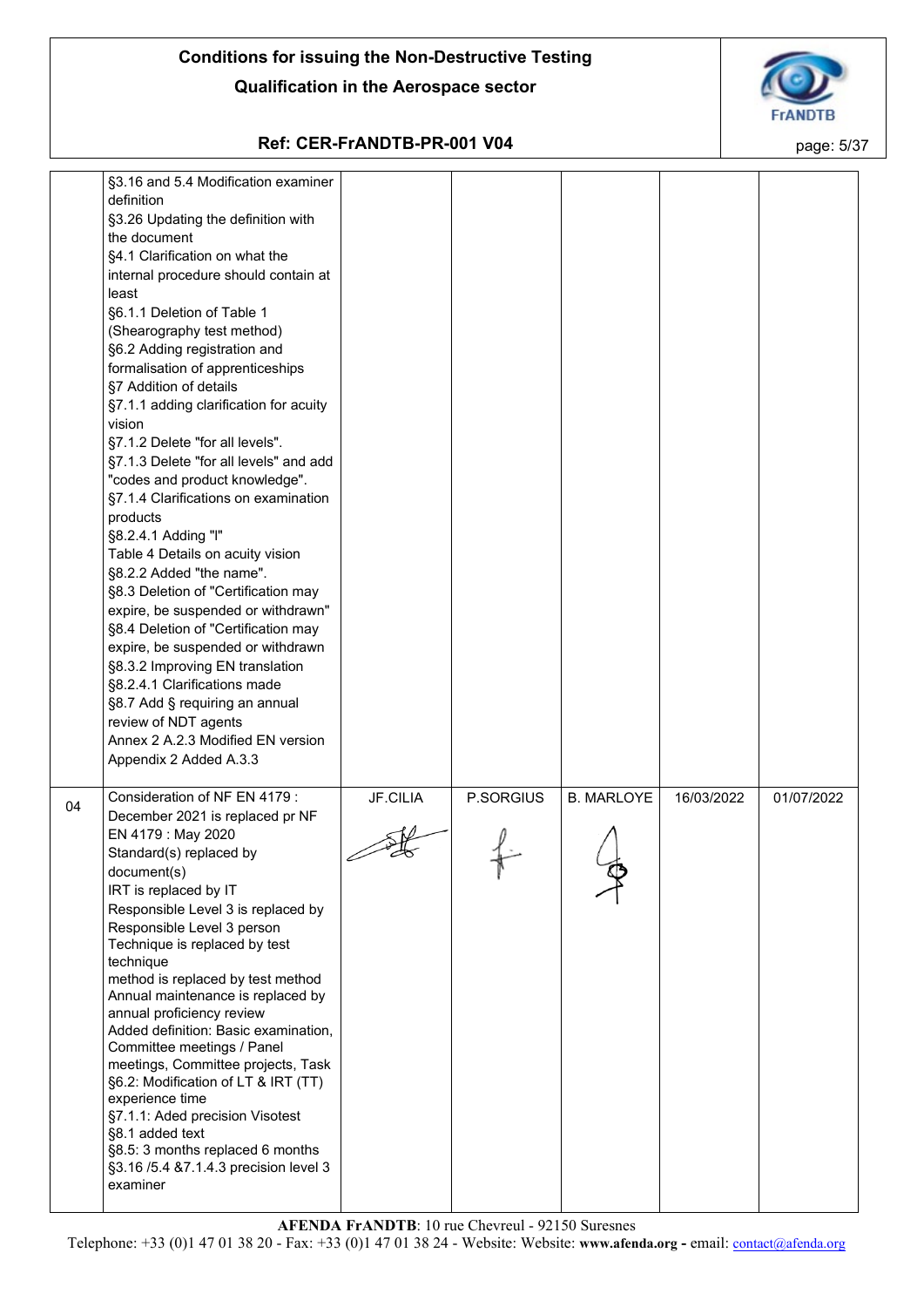| | | | | | | |
|---|---|---|---|---|---|---|
| | §3.16 and 5.4 Modification examiner definition<br>§3.26 Updating the definition with the document<br>§4.1 Clarification on what the internal procedure should contain at least<br>§6.1.1 Deletion of Table 1 (Shearography test method)<br>§6.2 Adding registration and formalisation of apprenticeships<br>§7 Addition of details<br>§7.1.1 adding clarification for acuity vision<br>§7.1.2 Delete "for all levels".<br>§7.1.3 Delete "for all levels" and add "codes and product knowledge".<br>§7.1.4 Clarifications on examination products<br>§8.2.4.1 Adding "I"<br>Table 4 Details on acuity vision<br>§8.2.2 Added "the name".<br>§8.3 Deletion of "Certification may expire, be suspended or withdrawn"<br>§8.4 Deletion of "Certification may expire, be suspended or withdrawn<br>§8.3.2 Improving EN translation<br>§8.2.4.1 Clarifications made<br>§8.7 Add § requiring an annual review of NDT agents<br>Annex 2 A.2.3 Modified EN version<br>Appendix 2 Added A.3.3 | | | | | |
| 04 | Consideration of NF EN 4179 : December 2021 is replaced pr NF EN 4179 : May 2020<br>Standard(s) replaced by document(s)<br>IRT is replaced by IT<br>Responsible Level 3 is replaced by Responsible Level 3 person<br>Technique is replaced by test technique<br>method is replaced by test method<br>Annual maintenance is replaced by annual proficiency review<br>Added definition: Basic examination, Committee meetings / Panel meetings, Committee projects, Task<br>§6.2: Modification of LT & IRT (TT) experience time<br>§7.1.1: Aded precision Visotest<br>§8.1 added text<br>§8.5: 3 months replaced 6 months<br>§3.16 /5.4 &7.1.4.3 precision level 3 examiner | JF.CILIA | P.SORGIUS | B. MARLOYE | 16/03/2022 | 01/07/2022 |

**AFENDA FrANDTB**: 10 rue Chevreul - 92150 Suresnes
Telephone: +33 (0)1 47 01 38 20 - Fax: +33 (0)1 47 01 38 24 - Website: Website: **www.afenda.org -** email: contact@afenda.org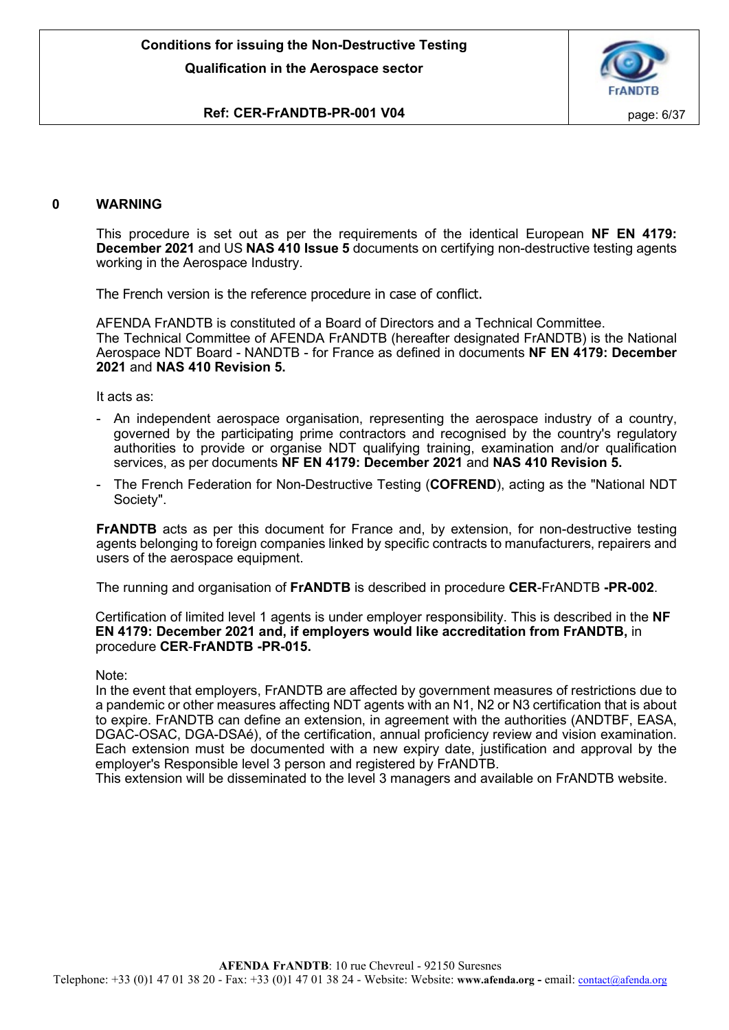## 0 WARNING

This procedure is set out as per the requirements of the identical European **NF EN 4179: December 2021** and US **NAS 410 Issue 5** documents on certifying non-destructive testing agents working in the Aerospace Industry.

The French version is the reference procedure in case of conflict.

AFENDA FrANDTB is constituted of a Board of Directors and a Technical Committee.
The Technical Committee of AFENDA FrANDTB (hereafter designated FrANDTB) is the National Aerospace NDT Board - NANDTB - for France as defined in documents **NF EN 4179: December 2021** and **NAS 410 Revision 5.**

It acts as:

- An independent aerospace organisation, representing the aerospace industry of a country, governed by the participating prime contractors and recognised by the country's regulatory authorities to provide or organise NDT qualifying training, examination and/or qualification services, as per documents **NF EN 4179: December 2021** and **NAS 410 Revision 5.**
- The French Federation for Non-Destructive Testing (**COFREND**), acting as the "National NDT Society".

**FrANDTB** acts as per this document for France and, by extension, for non-destructive testing agents belonging to foreign companies linked by specific contracts to manufacturers, repairers and users of the aerospace equipment.

The running and organisation of **FrANDTB** is described in procedure **CER**-FrANDTB **-PR-002**.

Certification of limited level 1 agents is under employer responsibility. This is described in the **NF EN 4179: December 2021 and, if employers would like accreditation from FrANDTB,** in procedure **CER**-**FrANDTB -PR-015.**

Note:
In the event that employers, FrANDTB are affected by government measures of restrictions due to a pandemic or other measures affecting NDT agents with an N1, N2 or N3 certification that is about to expire. FrANDTB can define an extension, in agreement with the authorities (ANDTBF, EASA, DGAC-OSAC, DGA-DSAé), of the certification, annual proficiency review and vision examination. Each extension must be documented with a new expiry date, justification and approval by the employer's Responsible level 3 person and registered by FrANDTB.
This extension will be disseminated to the level 3 managers and available on FrANDTB website.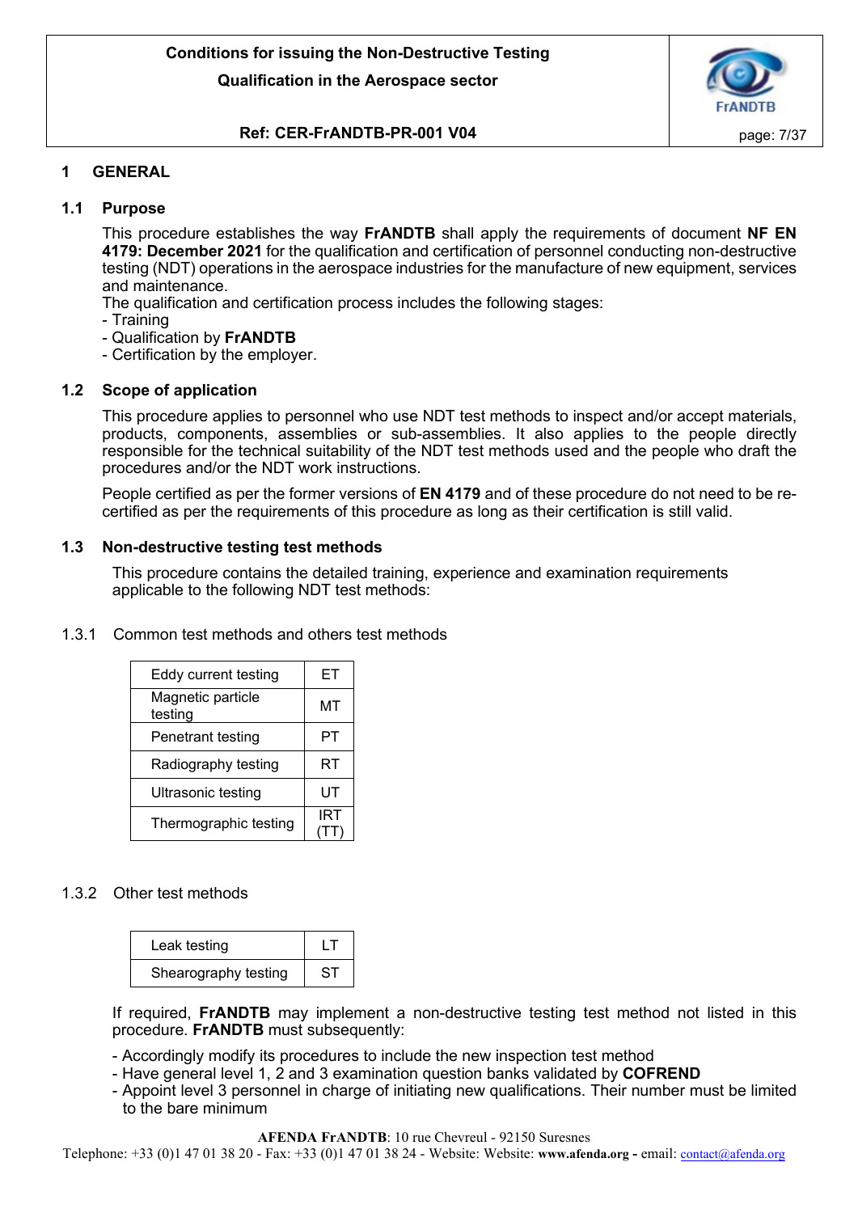# 1 GENERAL

## 1.1 Purpose

This procedure establishes the way **FrANDTB** shall apply the requirements of document **NF EN 4179: December 2021** for the qualification and certification of personnel conducting non-destructive testing (NDT) operations in the aerospace industries for the manufacture of new equipment, services and maintenance.

The qualification and certification process includes the following stages:

- Training
- Qualification by **FrANDTB**
- Certification by the employer.

## 1.2 Scope of application

This procedure applies to personnel who use NDT test methods to inspect and/or accept materials, products, components, assemblies or sub-assemblies. It also applies to the people directly responsible for the technical suitability of the NDT test methods used and the people who draft the procedures and/or the NDT work instructions.

People certified as per the former versions of **EN 4179** and of these procedure do not need to be re-certified as per the requirements of this procedure as long as their certification is still valid.

## 1.3 Non-destructive testing test methods

This procedure contains the detailed training, experience and examination requirements applicable to the following NDT test methods:

### 1.3.1 Common test methods and others test methods

| | |
|---|---|
| Eddy current testing | ET |
| Magnetic particle testing | MT |
| Penetrant testing | PT |
| Radiography testing | RT |
| Ultrasonic testing | UT |
| Thermographic testing | IRT (TT) |

### 1.3.2 Other test methods

| | |
|---|---|
| Leak testing | LT |
| Shearography testing | ST |

If required, **FrANDTB** may implement a non-destructive testing test method not listed in this procedure. **FrANDTB** must subsequently:

- Accordingly modify its procedures to include the new inspection test method
- Have general level 1, 2 and 3 examination question banks validated by **COFREND**
- Appoint level 3 personnel in charge of initiating new qualifications. Their number must be limited to the bare minimum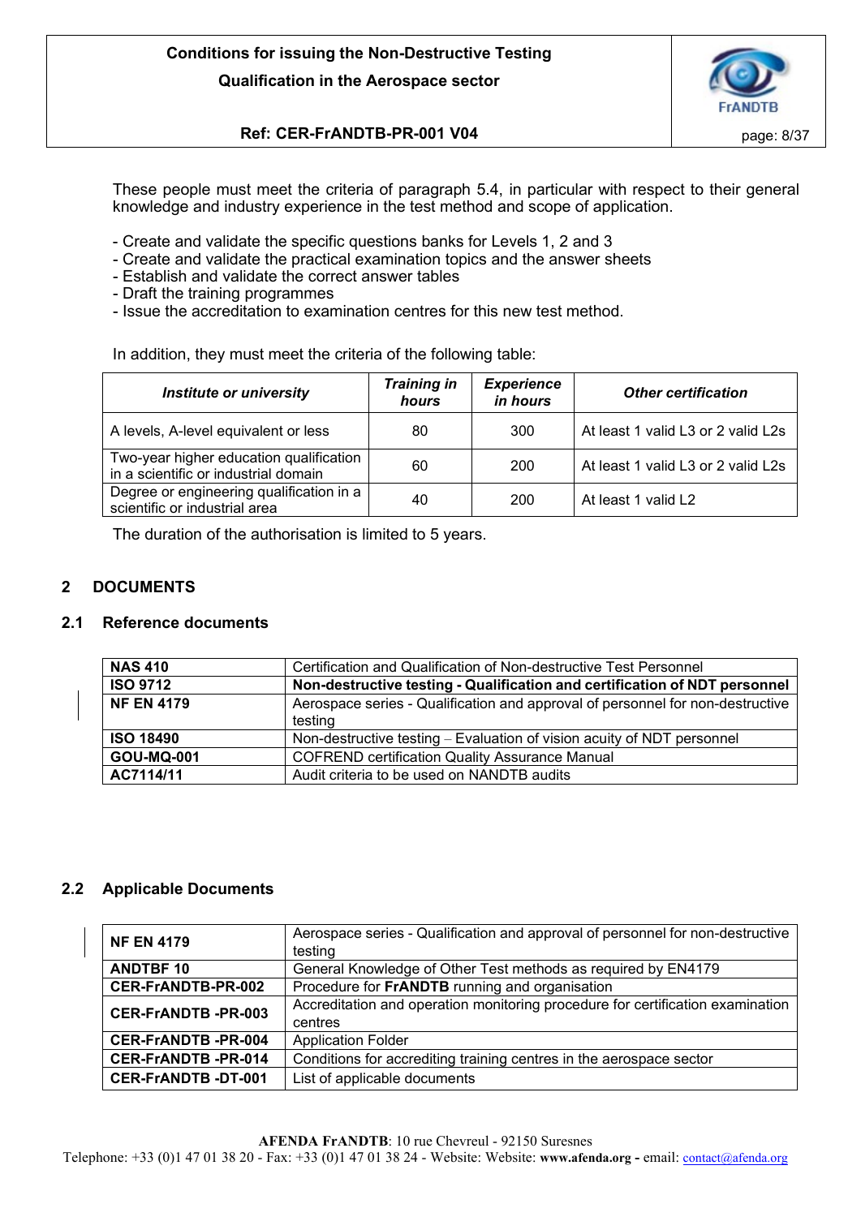These people must meet the criteria of paragraph 5.4, in particular with respect to their general knowledge and industry experience in the test method and scope of application.

- Create and validate the specific questions banks for Levels 1, 2 and 3
- Create and validate the practical examination topics and the answer sheets
- Establish and validate the correct answer tables
- Draft the training programmes
- Issue the accreditation to examination centres for this new test method.

In addition, they must meet the criteria of the following table:

| *Institute or university* | *Training in hours* | *Experience in hours* | *Other certification* |
|---|---|---|---|
| A levels, A-level equivalent or less | 80 | 300 | At least 1 valid L3 or 2 valid L2s |
| Two-year higher education qualification in a scientific or industrial domain | 60 | 200 | At least 1 valid L3 or 2 valid L2s |
| Degree or engineering qualification in a scientific or industrial area | 40 | 200 | At least 1 valid L2 |

The duration of the authorisation is limited to 5 years.

## 2 DOCUMENTS

### 2.1 Reference documents

| | |
|---|---|
| **NAS 410** | Certification and Qualification of Non-destructive Test Personnel |
| **ISO 9712** | **Non-destructive testing - Qualification and certification of NDT personnel** |
| **NF EN 4179** | Aerospace series - Qualification and approval of personnel for non-destructive testing |
| **ISO 18490** | Non-destructive testing – Evaluation of vision acuity of NDT personnel |
| **GOU-MQ-001** | COFREND certification Quality Assurance Manual |
| **AC7114/11** | Audit criteria to be used on NANDTB audits |

### 2.2 Applicable Documents

| | |
|---|---|
| **NF EN 4179** | Aerospace series - Qualification and approval of personnel for non-destructive testing |
| **ANDTBF 10** | General Knowledge of Other Test methods as required by EN4179 |
| **CER-FrANDTB-PR-002** | Procedure for **FrANDTB** running and organisation |
| **CER-FrANDTB -PR-003** | Accreditation and operation monitoring procedure for certification examination centres |
| **CER-FrANDTB -PR-004** | Application Folder |
| **CER-FrANDTB -PR-014** | Conditions for accrediting training centres in the aerospace sector |
| **CER-FrANDTB -DT-001** | List of applicable documents |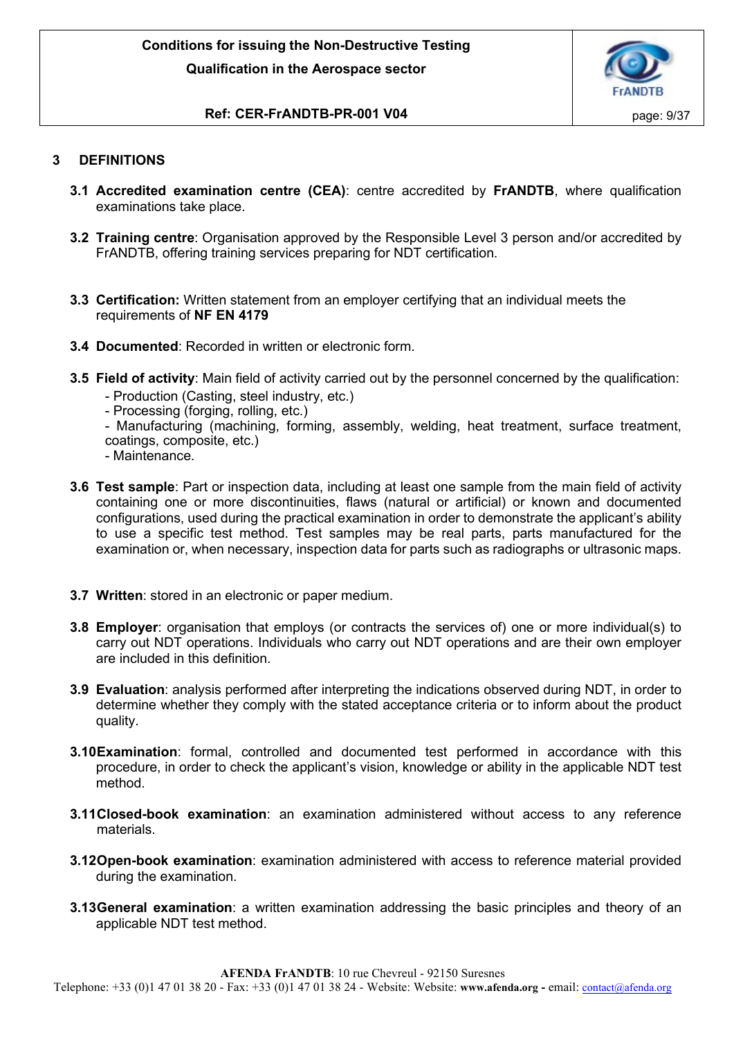## 3 DEFINITIONS

**3.1 Accredited examination centre (CEA)**: centre accredited by **FrANDTB**, where qualification examinations take place.

**3.2 Training centre**: Organisation approved by the Responsible Level 3 person and/or accredited by FrANDTB, offering training services preparing for NDT certification.

**3.3 Certification:** Written statement from an employer certifying that an individual meets the requirements of **NF EN 4179**

**3.4 Documented**: Recorded in written or electronic form.

**3.5 Field of activity**: Main field of activity carried out by the personnel concerned by the qualification:

- Production (Casting, steel industry, etc.)
- Processing (forging, rolling, etc.)
- Manufacturing (machining, forming, assembly, welding, heat treatment, surface treatment, coatings, composite, etc.)
- Maintenance.

**3.6 Test sample**: Part or inspection data, including at least one sample from the main field of activity containing one or more discontinuities, flaws (natural or artificial) or known and documented configurations, used during the practical examination in order to demonstrate the applicant's ability to use a specific test method. Test samples may be real parts, parts manufactured for the examination or, when necessary, inspection data for parts such as radiographs or ultrasonic maps.

**3.7 Written**: stored in an electronic or paper medium.

**3.8 Employer**: organisation that employs (or contracts the services of) one or more individual(s) to carry out NDT operations. Individuals who carry out NDT operations and are their own employer are included in this definition.

**3.9 Evaluation**: analysis performed after interpreting the indications observed during NDT, in order to determine whether they comply with the stated acceptance criteria or to inform about the product quality.

**3.10 Examination**: formal, controlled and documented test performed in accordance with this procedure, in order to check the applicant's vision, knowledge or ability in the applicable NDT test method.

**3.11 Closed-book examination**: an examination administered without access to any reference materials.

**3.12 Open-book examination**: examination administered with access to reference material provided during the examination.

**3.13 General examination**: a written examination addressing the basic principles and theory of an applicable NDT test method.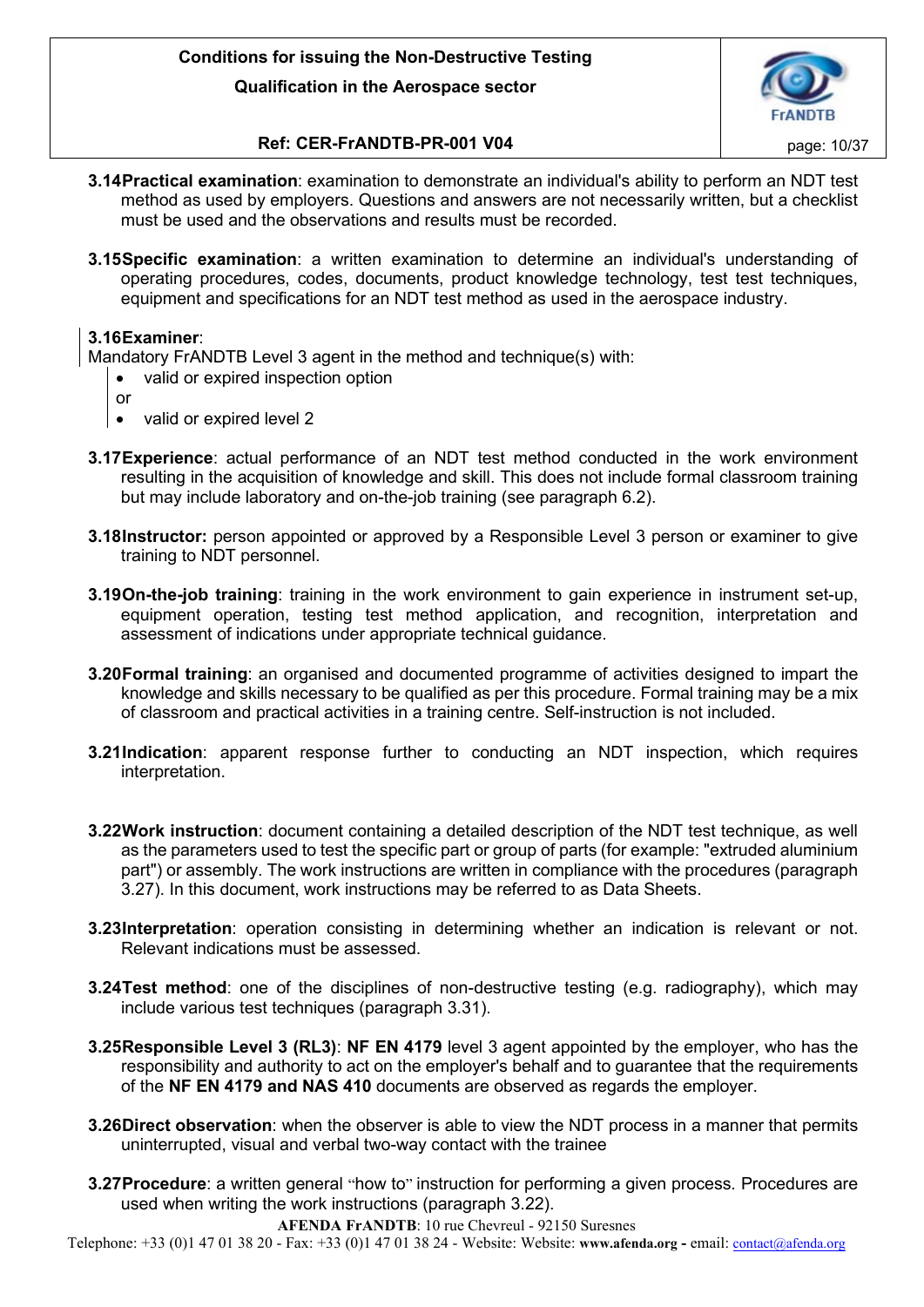**3.14 Practical examination**: examination to demonstrate an individual's ability to perform an NDT test method as used by employers. Questions and answers are not necessarily written, but a checklist must be used and the observations and results must be recorded.

**3.15 Specific examination**: a written examination to determine an individual's understanding of operating procedures, codes, documents, product knowledge technology, test test techniques, equipment and specifications for an NDT test method as used in the aerospace industry.

**3.16 Examiner**:
Mandatory FrANDTB Level 3 agent in the method and technique(s) with:

- valid or expired inspection option

or

- valid or expired level 2

**3.17 Experience**: actual performance of an NDT test method conducted in the work environment resulting in the acquisition of knowledge and skill. This does not include formal classroom training but may include laboratory and on-the-job training (see paragraph 6.2).

**3.18 Instructor:** person appointed or approved by a Responsible Level 3 person or examiner to give training to NDT personnel.

**3.19 On-the-job training**: training in the work environment to gain experience in instrument set-up, equipment operation, testing test method application, and recognition, interpretation and assessment of indications under appropriate technical guidance.

**3.20 Formal training**: an organised and documented programme of activities designed to impart the knowledge and skills necessary to be qualified as per this procedure. Formal training may be a mix of classroom and practical activities in a training centre. Self-instruction is not included.

**3.21 Indication**: apparent response further to conducting an NDT inspection, which requires interpretation.

**3.22 Work instruction**: document containing a detailed description of the NDT test technique, as well as the parameters used to test the specific part or group of parts (for example: "extruded aluminium part") or assembly. The work instructions are written in compliance with the procedures (paragraph 3.27). In this document, work instructions may be referred to as Data Sheets.

**3.23 Interpretation**: operation consisting in determining whether an indication is relevant or not. Relevant indications must be assessed.

**3.24 Test method**: one of the disciplines of non-destructive testing (e.g. radiography), which may include various test techniques (paragraph 3.31).

**3.25 Responsible Level 3 (RL3)**: **NF EN 4179** level 3 agent appointed by the employer, who has the responsibility and authority to act on the employer's behalf and to guarantee that the requirements of the **NF EN 4179 and NAS 410** documents are observed as regards the employer.

**3.26 Direct observation**: when the observer is able to view the NDT process in a manner that permits uninterrupted, visual and verbal two-way contact with the trainee

**3.27 Procedure**: a written general "how to" instruction for performing a given process. Procedures are used when writing the work instructions (paragraph 3.22).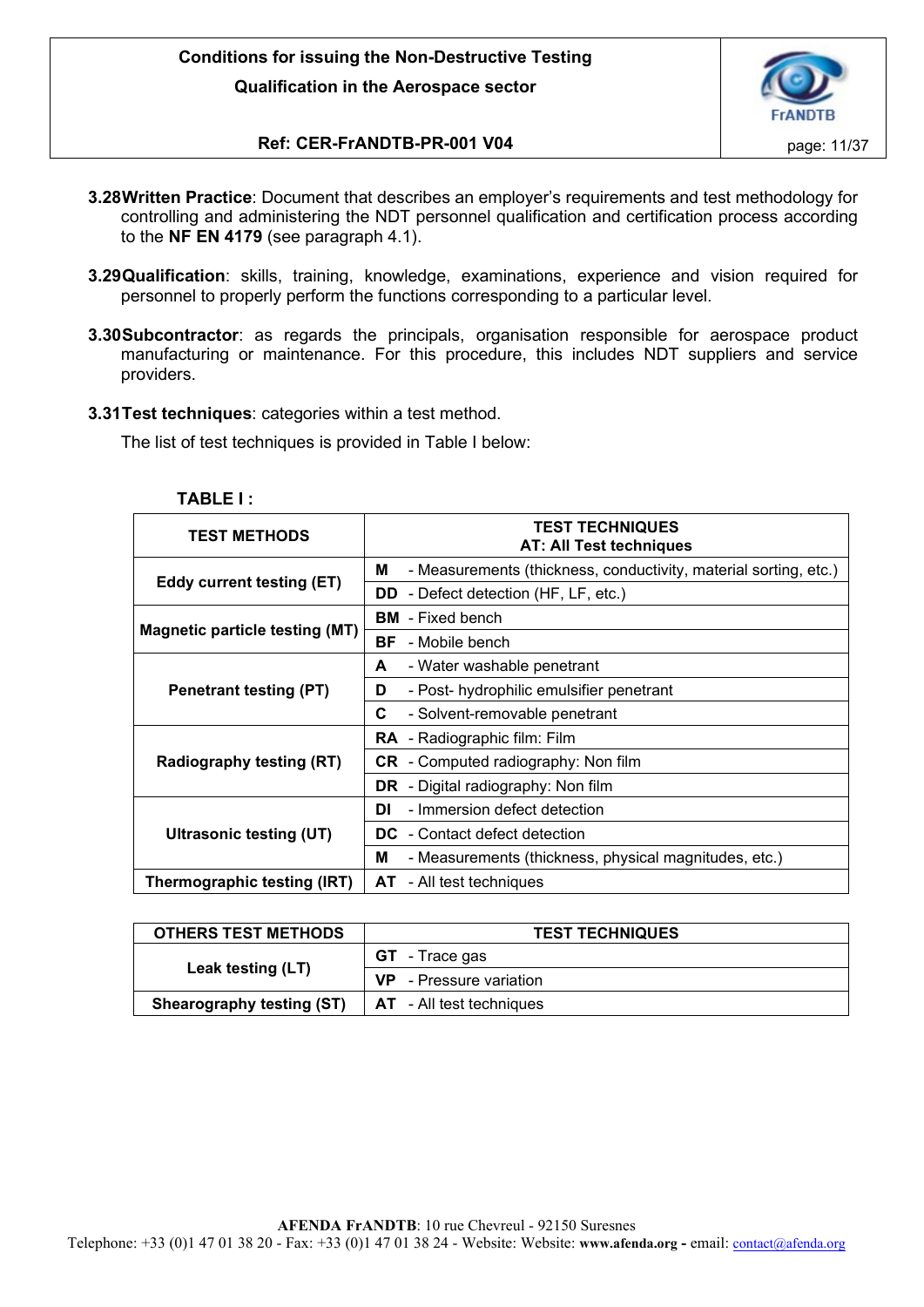**3.28 Written Practice**: Document that describes an employer's requirements and test methodology for controlling and administering the NDT personnel qualification and certification process according to the **NF EN 4179** (see paragraph 4.1).

**3.29 Qualification**: skills, training, knowledge, examinations, experience and vision required for personnel to properly perform the functions corresponding to a particular level.

**3.30 Subcontractor**: as regards the principals, organisation responsible for aerospace product manufacturing or maintenance. For this procedure, this includes NDT suppliers and service providers.

**3.31 Test techniques**: categories within a test method.

The list of test techniques is provided in Table I below:

**TABLE I :**

| TEST METHODS | TEST TECHNIQUES<br>AT: All Test techniques |
|---|---|
| Eddy current testing (ET) | **M** - Measurements (thickness, conductivity, material sorting, etc.) |
| | **DD** - Defect detection (HF, LF, etc.) |
| Magnetic particle testing (MT) | **BM** - Fixed bench |
| | **BF** - Mobile bench |
| Penetrant testing (PT) | **A** - Water washable penetrant |
| | **D** - Post- hydrophilic emulsifier penetrant |
| | **C** - Solvent-removable penetrant |
| Radiography testing (RT) | **RA** - Radiographic film: Film |
| | **CR** - Computed radiography: Non film |
| | **DR** - Digital radiography: Non film |
| Ultrasonic testing (UT) | **DI** - Immersion defect detection |
| | **DC** - Contact defect detection |
| | **M** - Measurements (thickness, physical magnitudes, etc.) |
| Thermographic testing (IRT) | **AT** - All test techniques |

| OTHERS TEST METHODS | TEST TECHNIQUES |
|---|---|
| Leak testing (LT) | **GT** - Trace gas |
| | **VP** - Pressure variation |
| Shearography testing (ST) | **AT** - All test techniques |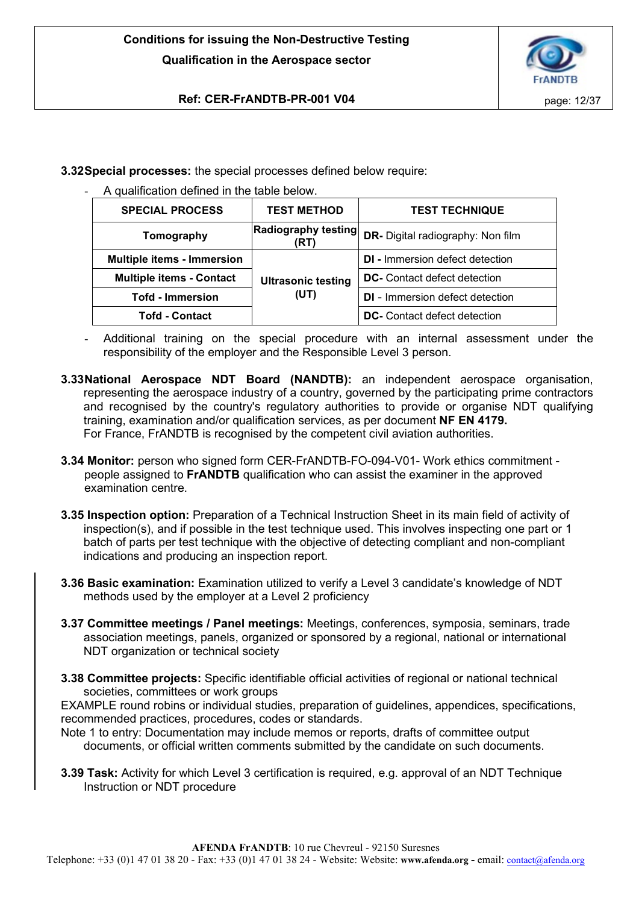**3.32 Special processes:** the special processes defined below require:

- A qualification defined in the table below.

| SPECIAL PROCESS | TEST METHOD | TEST TECHNIQUE |
|---|---|---|
| **Tomography** | **Radiography testing (RT)** | **DR-** Digital radiography: Non film |
| **Multiple items - Immersion** | **Ultrasonic testing (UT)** | **DI -** Immersion defect detection |
| **Multiple items - Contact** | | **DC-** Contact defect detection |
| **Tofd - Immersion** | | **DI** - Immersion defect detection |
| **Tofd - Contact** | | **DC-** Contact defect detection |

- Additional training on the special procedure with an internal assessment under the responsibility of the employer and the Responsible Level 3 person.

**3.33 National Aerospace NDT Board (NANDTB):** an independent aerospace organisation, representing the aerospace industry of a country, governed by the participating prime contractors and recognised by the country's regulatory authorities to provide or organise NDT qualifying training, examination and/or qualification services, as per document **NF EN 4179.**
For France, FrANDTB is recognised by the competent civil aviation authorities.

**3.34 Monitor:** person who signed form CER-FrANDTB-FO-094-V01- Work ethics commitment - people assigned to **FrANDTB** qualification who can assist the examiner in the approved examination centre.

**3.35 Inspection option:** Preparation of a Technical Instruction Sheet in its main field of activity of inspection(s), and if possible in the test technique used. This involves inspecting one part or 1 batch of parts per test technique with the objective of detecting compliant and non-compliant indications and producing an inspection report.

**3.36 Basic examination:** Examination utilized to verify a Level 3 candidate's knowledge of NDT methods used by the employer at a Level 2 proficiency

**3.37 Committee meetings / Panel meetings:** Meetings, conferences, symposia, seminars, trade association meetings, panels, organized or sponsored by a regional, national or international NDT organization or technical society

**3.38 Committee projects:** Specific identifiable official activities of regional or national technical societies, committees or work groups
EXAMPLE round robins or individual studies, preparation of guidelines, appendices, specifications, recommended practices, procedures, codes or standards.
Note 1 to entry: Documentation may include memos or reports, drafts of committee output documents, or official written comments submitted by the candidate on such documents.

**3.39 Task:** Activity for which Level 3 certification is required, e.g. approval of an NDT Technique Instruction or NDT procedure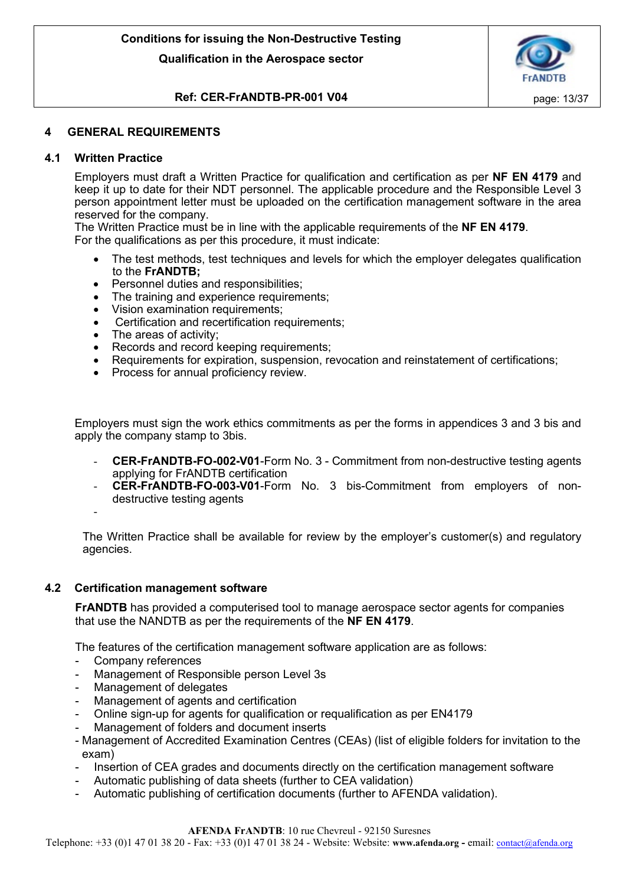## 4 GENERAL REQUIREMENTS

### 4.1 Written Practice

Employers must draft a Written Practice for qualification and certification as per **NF EN 4179** and keep it up to date for their NDT personnel. The applicable procedure and the Responsible Level 3 person appointment letter must be uploaded on the certification management software in the area reserved for the company.
The Written Practice must be in line with the applicable requirements of the **NF EN 4179**.
For the qualifications as per this procedure, it must indicate:

- The test methods, test techniques and levels for which the employer delegates qualification to the **FrANDTB;**
- Personnel duties and responsibilities;
- The training and experience requirements;
- Vision examination requirements;
- Certification and recertification requirements;
- The areas of activity;
- Records and record keeping requirements;
- Requirements for expiration, suspension, revocation and reinstatement of certifications;
- Process for annual proficiency review.

Employers must sign the work ethics commitments as per the forms in appendices 3 and 3 bis and apply the company stamp to 3bis.

- **CER-FrANDTB-FO-002-V01**-Form No. 3 - Commitment from non-destructive testing agents applying for FrANDTB certification
- **CER-FrANDTB-FO-003-V01**-Form No. 3 bis-Commitment from employers of non-destructive testing agents
-

The Written Practice shall be available for review by the employer's customer(s) and regulatory agencies.

### 4.2 Certification management software

**FrANDTB** has provided a computerised tool to manage aerospace sector agents for companies that use the NANDTB as per the requirements of the **NF EN 4179**.

The features of the certification management software application are as follows:

- Company references
- Management of Responsible person Level 3s
- Management of delegates
- Management of agents and certification
- Online sign-up for agents for qualification or requalification as per EN4179
- Management of folders and document inserts
- Management of Accredited Examination Centres (CEAs) (list of eligible folders for invitation to the exam)
- Insertion of CEA grades and documents directly on the certification management software
- Automatic publishing of data sheets (further to CEA validation)
- Automatic publishing of certification documents (further to AFENDA validation).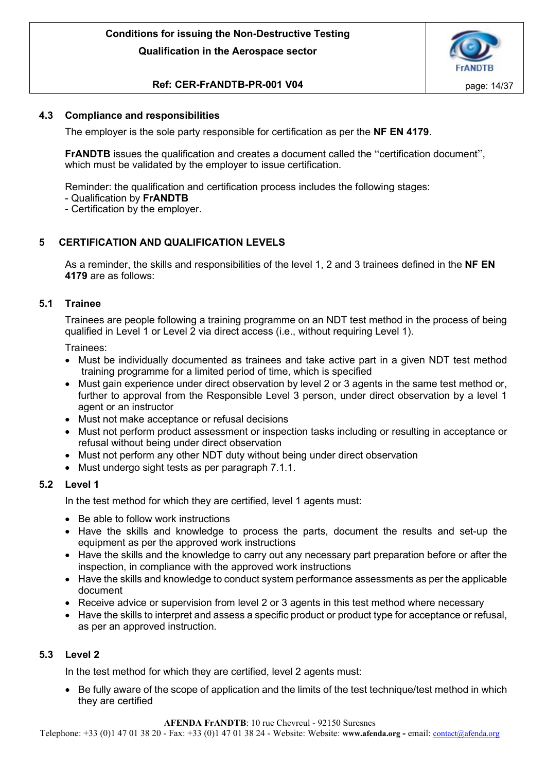### 4.3 Compliance and responsibilities

The employer is the sole party responsible for certification as per the **NF EN 4179**.

**FrANDTB** issues the qualification and creates a document called the "certification document", which must be validated by the employer to issue certification.

Reminder: the qualification and certification process includes the following stages:
- Qualification by **FrANDTB**
- Certification by the employer.

## 5 CERTIFICATION AND QUALIFICATION LEVELS

As a reminder, the skills and responsibilities of the level 1, 2 and 3 trainees defined in the **NF EN 4179** are as follows:

### 5.1 Trainee

Trainees are people following a training programme on an NDT test method in the process of being qualified in Level 1 or Level 2 via direct access (i.e., without requiring Level 1).

Trainees:

- Must be individually documented as trainees and take active part in a given NDT test method training programme for a limited period of time, which is specified
- Must gain experience under direct observation by level 2 or 3 agents in the same test method or, further to approval from the Responsible Level 3 person, under direct observation by a level 1 agent or an instructor
- Must not make acceptance or refusal decisions
- Must not perform product assessment or inspection tasks including or resulting in acceptance or refusal without being under direct observation
- Must not perform any other NDT duty without being under direct observation
- Must undergo sight tests as per paragraph 7.1.1.

### 5.2 Level 1

In the test method for which they are certified, level 1 agents must:

- Be able to follow work instructions
- Have the skills and knowledge to process the parts, document the results and set-up the equipment as per the approved work instructions
- Have the skills and the knowledge to carry out any necessary part preparation before or after the inspection, in compliance with the approved work instructions
- Have the skills and knowledge to conduct system performance assessments as per the applicable document
- Receive advice or supervision from level 2 or 3 agents in this test method where necessary
- Have the skills to interpret and assess a specific product or product type for acceptance or refusal, as per an approved instruction.

### 5.3 Level 2

In the test method for which they are certified, level 2 agents must:

- Be fully aware of the scope of application and the limits of the test technique/test method in which they are certified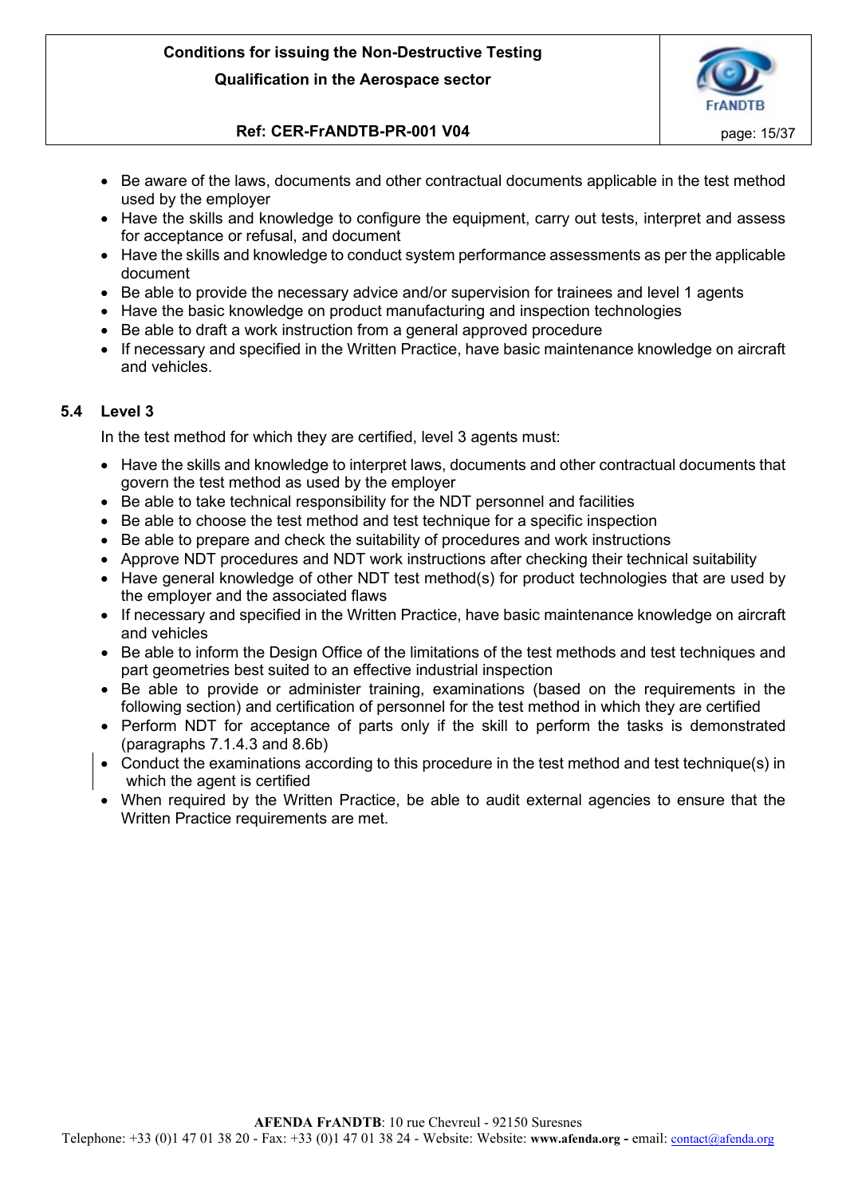- Be aware of the laws, documents and other contractual documents applicable in the test method used by the employer
- Have the skills and knowledge to configure the equipment, carry out tests, interpret and assess for acceptance or refusal, and document
- Have the skills and knowledge to conduct system performance assessments as per the applicable document
- Be able to provide the necessary advice and/or supervision for trainees and level 1 agents
- Have the basic knowledge on product manufacturing and inspection technologies
- Be able to draft a work instruction from a general approved procedure
- If necessary and specified in the Written Practice, have basic maintenance knowledge on aircraft and vehicles.

### 5.4 Level 3

In the test method for which they are certified, level 3 agents must:

- Have the skills and knowledge to interpret laws, documents and other contractual documents that govern the test method as used by the employer
- Be able to take technical responsibility for the NDT personnel and facilities
- Be able to choose the test method and test technique for a specific inspection
- Be able to prepare and check the suitability of procedures and work instructions
- Approve NDT procedures and NDT work instructions after checking their technical suitability
- Have general knowledge of other NDT test method(s) for product technologies that are used by the employer and the associated flaws
- If necessary and specified in the Written Practice, have basic maintenance knowledge on aircraft and vehicles
- Be able to inform the Design Office of the limitations of the test methods and test techniques and part geometries best suited to an effective industrial inspection
- Be able to provide or administer training, examinations (based on the requirements in the following section) and certification of personnel for the test method in which they are certified
- Perform NDT for acceptance of parts only if the skill to perform the tasks is demonstrated (paragraphs 7.1.4.3 and 8.6b)
- Conduct the examinations according to this procedure in the test method and test technique(s) in which the agent is certified
- When required by the Written Practice, be able to audit external agencies to ensure that the Written Practice requirements are met.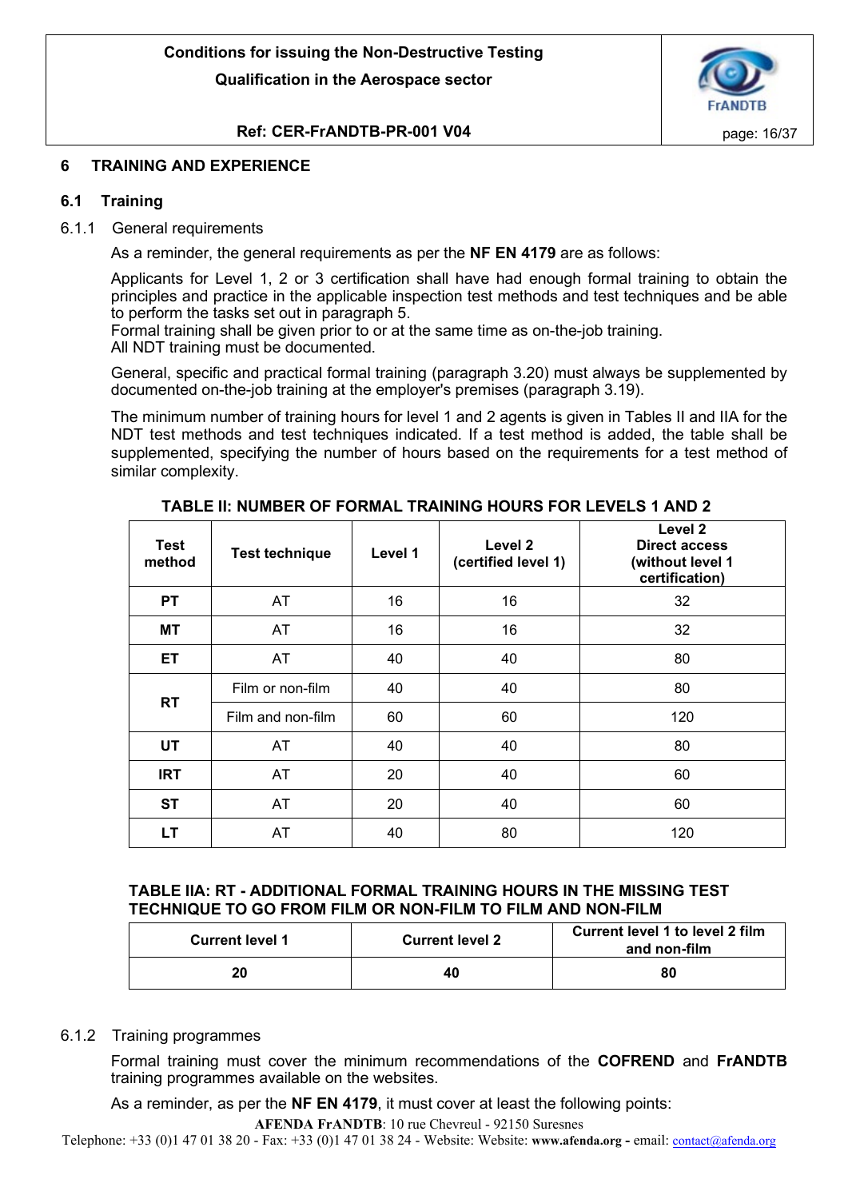## 6 TRAINING AND EXPERIENCE

### 6.1 Training

6.1.1 General requirements

As a reminder, the general requirements as per the **NF EN 4179** are as follows:

Applicants for Level 1, 2 or 3 certification shall have had enough formal training to obtain the principles and practice in the applicable inspection test methods and test techniques and be able to perform the tasks set out in paragraph 5.
Formal training shall be given prior to or at the same time as on-the-job training.
All NDT training must be documented.

General, specific and practical formal training (paragraph 3.20) must always be supplemented by documented on-the-job training at the employer's premises (paragraph 3.19).

The minimum number of training hours for level 1 and 2 agents is given in Tables II and IIA for the NDT test methods and test techniques indicated. If a test method is added, the table shall be supplemented, specifying the number of hours based on the requirements for a test method of similar complexity.

**TABLE II: NUMBER OF FORMAL TRAINING HOURS FOR LEVELS 1 AND 2**

| Test method | Test technique | Level 1 | Level 2 (certified level 1) | Level 2 Direct access (without level 1 certification) |
|---|---|---|---|---|
| PT | AT | 16 | 16 | 32 |
| MT | AT | 16 | 16 | 32 |
| ET | AT | 40 | 40 | 80 |
| RT | Film or non-film | 40 | 40 | 80 |
| | Film and non-film | 60 | 60 | 120 |
| UT | AT | 40 | 40 | 80 |
| IRT | AT | 20 | 40 | 60 |
| ST | AT | 20 | 40 | 60 |
| LT | AT | 40 | 80 | 120 |

**TABLE IIA: RT - ADDITIONAL FORMAL TRAINING HOURS IN THE MISSING TEST TECHNIQUE TO GO FROM FILM OR NON-FILM TO FILM AND NON-FILM**

| Current level 1 | Current level 2 | Current level 1 to level 2 film and non-film |
|---|---|---|
| **20** | **40** | **80** |

6.1.2 Training programmes

Formal training must cover the minimum recommendations of the **COFREND** and **FrANDTB** training programmes available on the websites.

As a reminder, as per the **NF EN 4179**, it must cover at least the following points: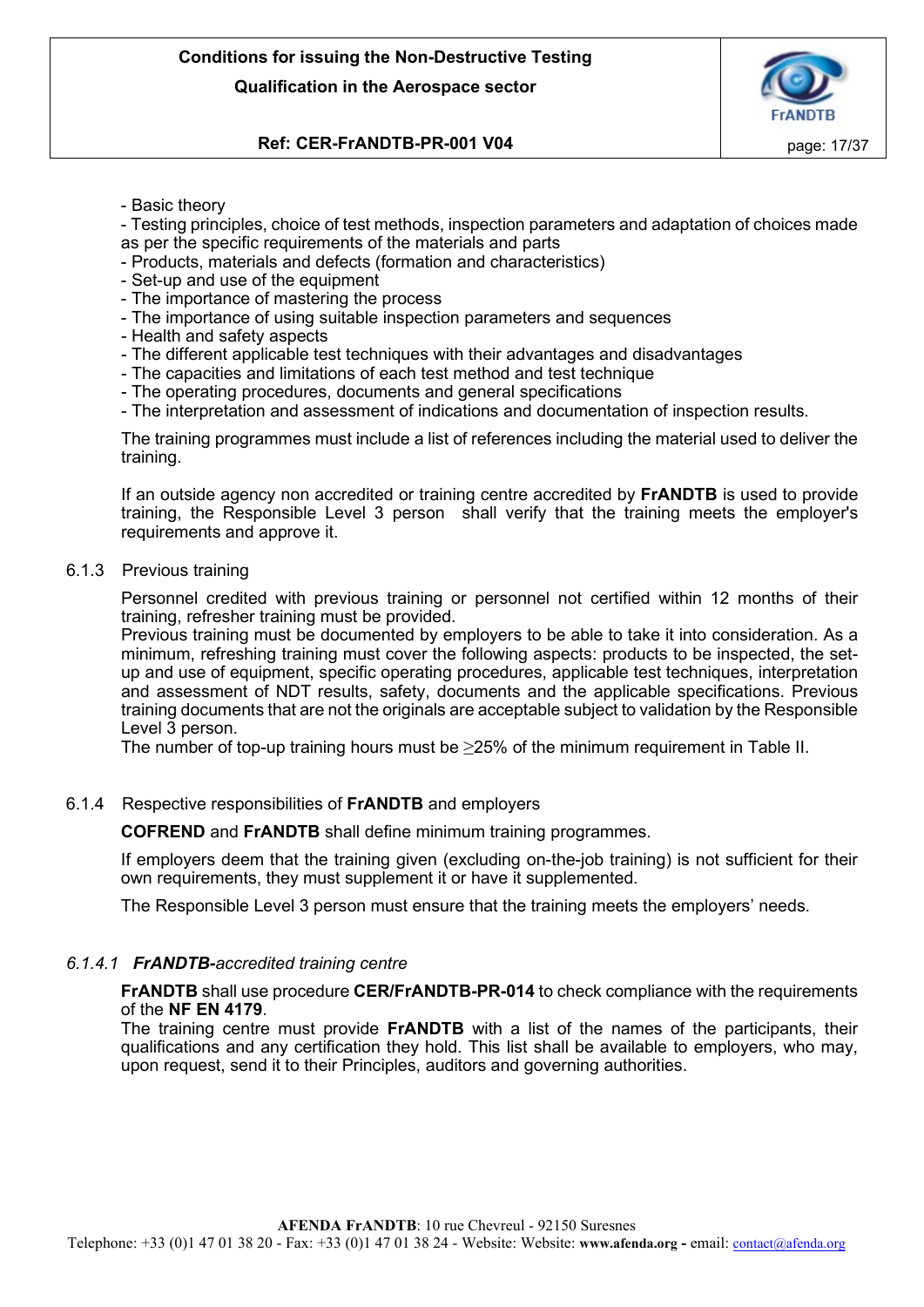- Basic theory
- Testing principles, choice of test methods, inspection parameters and adaptation of choices made as per the specific requirements of the materials and parts
- Products, materials and defects (formation and characteristics)
- Set-up and use of the equipment
- The importance of mastering the process
- The importance of using suitable inspection parameters and sequences
- Health and safety aspects
- The different applicable test techniques with their advantages and disadvantages
- The capacities and limitations of each test method and test technique
- The operating procedures, documents and general specifications
- The interpretation and assessment of indications and documentation of inspection results.

The training programmes must include a list of references including the material used to deliver the training.

If an outside agency non accredited or training centre accredited by **FrANDTB** is used to provide training, the Responsible Level 3 person shall verify that the training meets the employer's requirements and approve it.

### 6.1.3 Previous training

Personnel credited with previous training or personnel not certified within 12 months of their training, refresher training must be provided.
Previous training must be documented by employers to be able to take it into consideration. As a minimum, refreshing training must cover the following aspects: products to be inspected, the set-up and use of equipment, specific operating procedures, applicable test techniques, interpretation and assessment of NDT results, safety, documents and the applicable specifications. Previous training documents that are not the originals are acceptable subject to validation by the Responsible Level 3 person.
The number of top-up training hours must be $\geq$25% of the minimum requirement in Table II.

### 6.1.4 Respective responsibilities of **FrANDTB** and employers

**COFREND** and **FrANDTB** shall define minimum training programmes.

If employers deem that the training given (excluding on-the-job training) is not sufficient for their own requirements, they must supplement it or have it supplemented.

The Responsible Level 3 person must ensure that the training meets the employers' needs.

#### *6.1.4.1 **FrANDTB-**accredited training centre*

**FrANDTB** shall use procedure **CER/FrANDTB-PR-014** to check compliance with the requirements of the **NF EN 4179**.
The training centre must provide **FrANDTB** with a list of the names of the participants, their qualifications and any certification they hold. This list shall be available to employers, who may, upon request, send it to their Principles, auditors and governing authorities.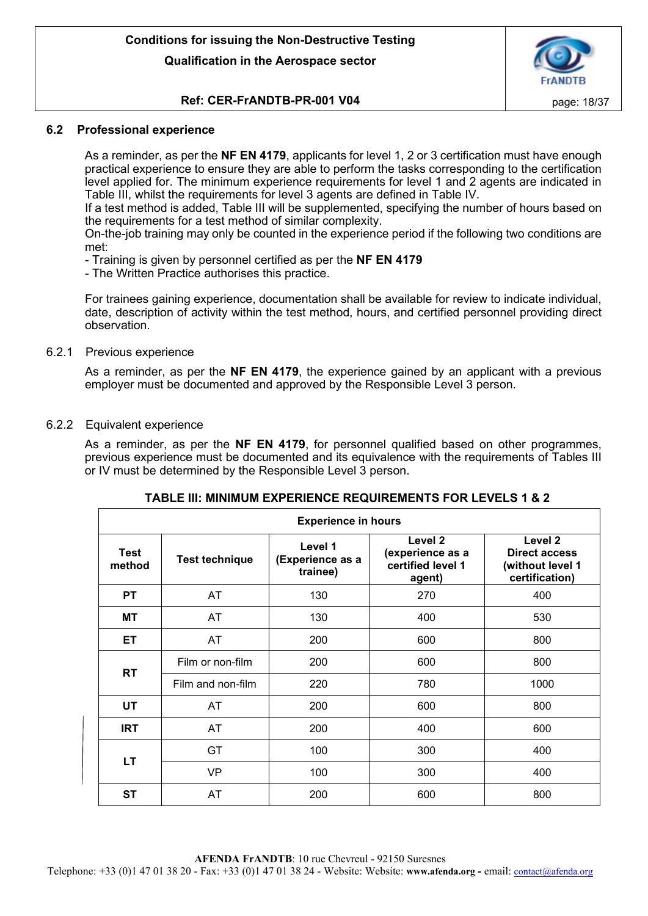### 6.2 Professional experience

As a reminder, as per the **NF EN 4179**, applicants for level 1, 2 or 3 certification must have enough practical experience to ensure they are able to perform the tasks corresponding to the certification level applied for. The minimum experience requirements for level 1 and 2 agents are indicated in Table III, whilst the requirements for level 3 agents are defined in Table IV.
If a test method is added, Table III will be supplemented, specifying the number of hours based on the requirements for a test method of similar complexity.
On-the-job training may only be counted in the experience period if the following two conditions are met:
- Training is given by personnel certified as per the **NF EN 4179**
- The Written Practice authorises this practice.

For trainees gaining experience, documentation shall be available for review to indicate individual, date, description of activity within the test method, hours, and certified personnel providing direct observation.

#### 6.2.1 Previous experience

As a reminder, as per the **NF EN 4179**, the experience gained by an applicant with a previous employer must be documented and approved by the Responsible Level 3 person.

#### 6.2.2 Equivalent experience

As a reminder, as per the **NF EN 4179**, for personnel qualified based on other programmes, previous experience must be documented and its equivalence with the requirements of Tables III or IV must be determined by the Responsible Level 3 person.

**TABLE III: MINIMUM EXPERIENCE REQUIREMENTS FOR LEVELS 1 & 2**

| Experience in hours | | | | |
|---|---|---|---|---|
| **Test method** | **Test technique** | **Level 1 (Experience as a trainee)** | **Level 2 (experience as a certified level 1 agent)** | **Level 2 Direct access (without level 1 certification)** |
| **PT** | AT | 130 | 270 | 400 |
| **MT** | AT | 130 | 400 | 530 |
| **ET** | AT | 200 | 600 | 800 |
| **RT** | Film or non-film | 200 | 600 | 800 |
| | Film and non-film | 220 | 780 | 1000 |
| **UT** | AT | 200 | 600 | 800 |
| **IRT** | AT | 200 | 400 | 600 |
| **LT** | GT | 100 | 300 | 400 |
| | VP | 100 | 300 | 400 |
| **ST** | AT | 200 | 600 | 800 |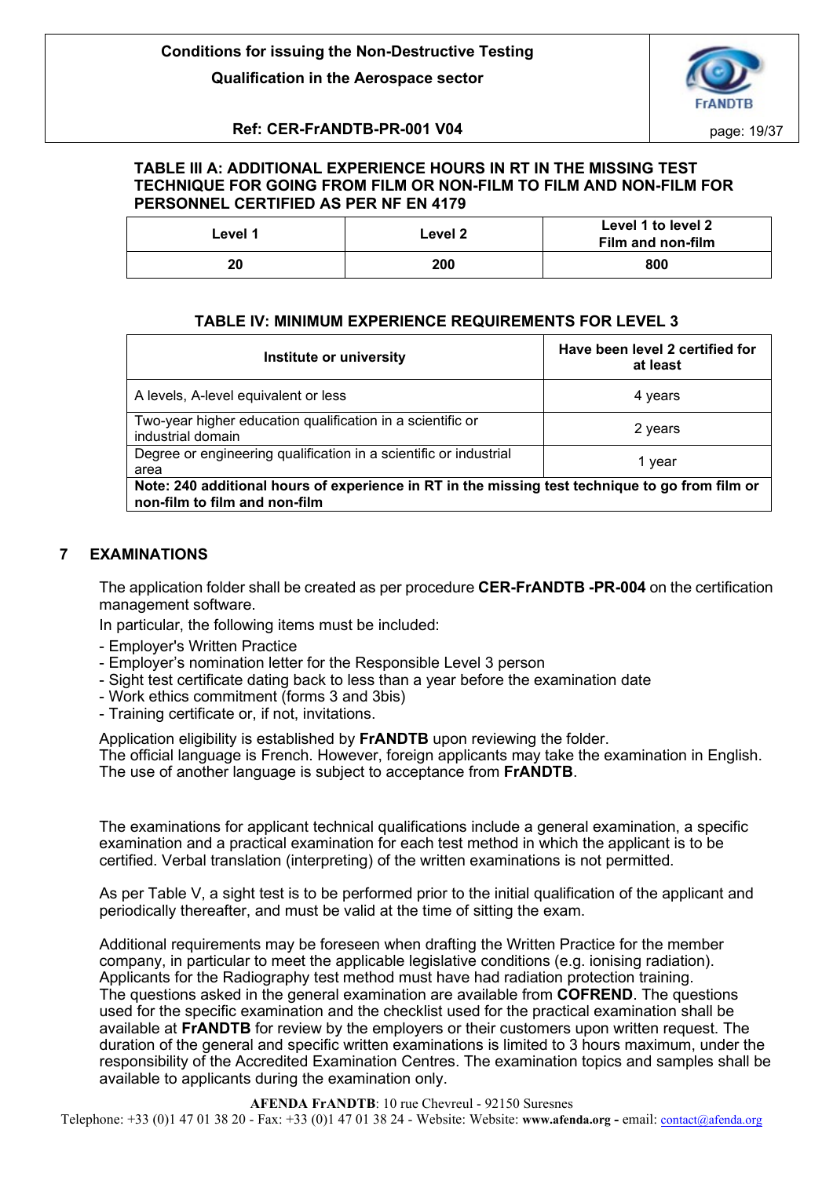**TABLE III A: ADDITIONAL EXPERIENCE HOURS IN RT IN THE MISSING TEST TECHNIQUE FOR GOING FROM FILM OR NON-FILM TO FILM AND NON-FILM FOR PERSONNEL CERTIFIED AS PER NF EN 4179**

| Level 1 | Level 2 | Level 1 to level 2 Film and non-film |
|---|---|---|
| 20 | 200 | 800 |

**TABLE IV: MINIMUM EXPERIENCE REQUIREMENTS FOR LEVEL 3**

| Institute or university | Have been level 2 certified for at least |
|---|---|
| A levels, A-level equivalent or less | 4 years |
| Two-year higher education qualification in a scientific or industrial domain | 2 years |
| Degree or engineering qualification in a scientific or industrial area | 1 year |
| **Note: 240 additional hours of experience in RT in the missing test technique to go from film or non-film to film and non-film** | |

## 7 EXAMINATIONS

The application folder shall be created as per procedure **CER-FrANDTB -PR-004** on the certification management software.

In particular, the following items must be included:

- Employer's Written Practice
- Employer's nomination letter for the Responsible Level 3 person
- Sight test certificate dating back to less than a year before the examination date
- Work ethics commitment (forms 3 and 3bis)
- Training certificate or, if not, invitations.

Application eligibility is established by **FrANDTB** upon reviewing the folder.
The official language is French. However, foreign applicants may take the examination in English. The use of another language is subject to acceptance from **FrANDTB**.

The examinations for applicant technical qualifications include a general examination, a specific examination and a practical examination for each test method in which the applicant is to be certified. Verbal translation (interpreting) of the written examinations is not permitted.

As per Table V, a sight test is to be performed prior to the initial qualification of the applicant and periodically thereafter, and must be valid at the time of sitting the exam.

Additional requirements may be foreseen when drafting the Written Practice for the member company, in particular to meet the applicable legislative conditions (e.g. ionising radiation). Applicants for the Radiography test method must have had radiation protection training.
The questions asked in the general examination are available from **COFREND**. The questions used for the specific examination and the checklist used for the practical examination shall be available at **FrANDTB** for review by the employers or their customers upon written request. The duration of the general and specific written examinations is limited to 3 hours maximum, under the responsibility of the Accredited Examination Centres. The examination topics and samples shall be available to applicants during the examination only.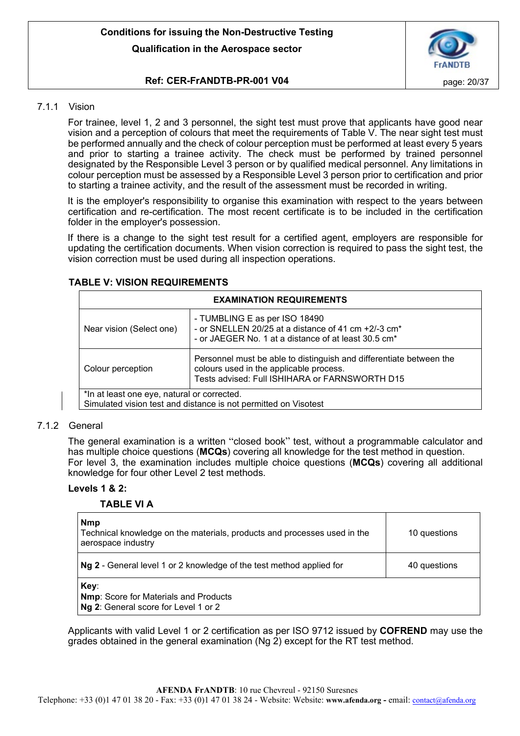### 7.1.1 Vision

For trainee, level 1, 2 and 3 personnel, the sight test must prove that applicants have good near vision and a perception of colours that meet the requirements of Table V. The near sight test must be performed annually and the check of colour perception must be performed at least every 5 years and prior to starting a trainee activity. The check must be performed by trained personnel designated by the Responsible Level 3 person or by qualified medical personnel. Any limitations in colour perception must be assessed by a Responsible Level 3 person prior to certification and prior to starting a trainee activity, and the result of the assessment must be recorded in writing.

It is the employer's responsibility to organise this examination with respect to the years between certification and re-certification. The most recent certificate is to be included in the certification folder in the employer's possession.

If there is a change to the sight test result for a certified agent, employers are responsible for updating the certification documents. When vision correction is required to pass the sight test, the vision correction must be used during all inspection operations.

**TABLE V: VISION REQUIREMENTS**

| **EXAMINATION REQUIREMENTS** | |
|---|---|
| Near vision (Select one) | - TUMBLING E as per ISO 18490<br>- or SNELLEN 20/25 at a distance of 41 cm +2/-3 cm*<br>- or JAEGER No. 1 at a distance of at least 30.5 cm* |
| Colour perception | Personnel must be able to distinguish and differentiate between the colours used in the applicable process.<br>Tests advised: Full ISHIHARA or FARNSWORTH D15 |
| *In at least one eye, natural or corrected.<br>Simulated vision test and distance is not permitted on Visotest | |

### 7.1.2 General

The general examination is a written "closed book" test, without a programmable calculator and has multiple choice questions (**MCQs**) covering all knowledge for the test method in question.
For level 3, the examination includes multiple choice questions (**MCQs**) covering all additional knowledge for four other Level 2 test methods.

**Levels 1 & 2:**

**TABLE VI A**

| | |
|---|---|
| **Nmp**<br>Technical knowledge on the materials, products and processes used in the aerospace industry | 10 questions |
| **Ng 2** - General level 1 or 2 knowledge of the test method applied for | 40 questions |
| **Key**:<br>**Nmp**: Score for Materials and Products<br>**Ng 2**: General score for Level 1 or 2 | |

Applicants with valid Level 1 or 2 certification as per ISO 9712 issued by **COFREND** may use the grades obtained in the general examination (Ng 2) except for the RT test method.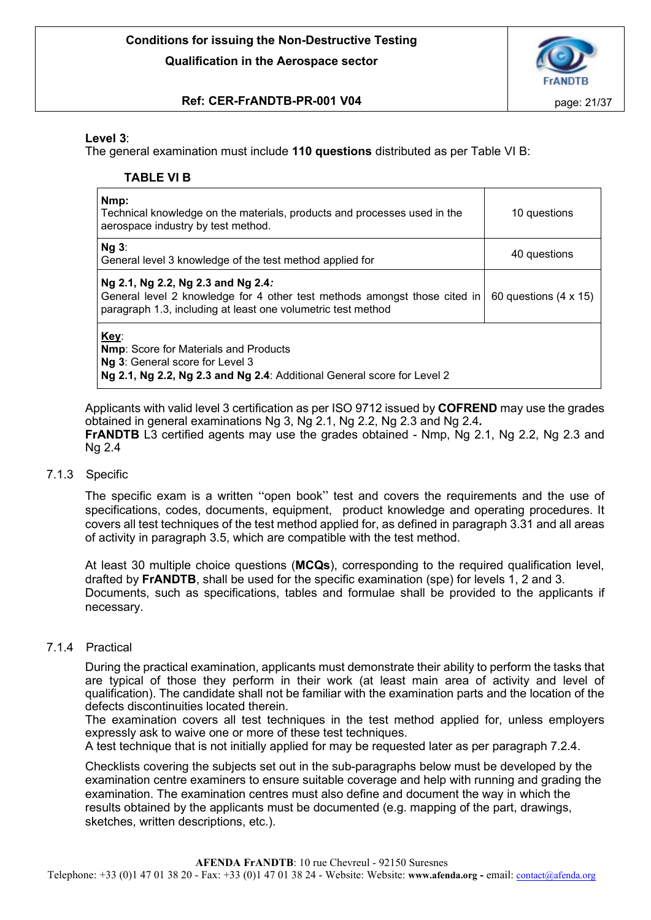**Level 3**:
The general examination must include **110 questions** distributed as per Table VI B:

**TABLE VI B**

| | |
|---|---|
| **Nmp:** Technical knowledge on the materials, products and processes used in the aerospace industry by test method. | 10 questions |
| **Ng 3**: General level 3 knowledge of the test method applied for | 40 questions |
| **Ng 2.1, Ng 2.2, Ng 2.3 and Ng 2.4***:* General level 2 knowledge for 4 other test methods amongst those cited in paragraph 1.3, including at least one volumetric test method | 60 questions (4 x 15) |
| **<u>Key</u>**: **Nmp**: Score for Materials and Products **Ng 3**: General score for Level 3 **Ng 2.1, Ng 2.2, Ng 2.3 and Ng 2.4**: Additional General score for Level 2 | |

Applicants with valid level 3 certification as per ISO 9712 issued by **COFREND** may use the grades obtained in general examinations Ng 3, Ng 2.1, Ng 2.2, Ng 2.3 and Ng 2.4**.**
**FrANDTB** L3 certified agents may use the grades obtained - Nmp, Ng 2.1, Ng 2.2, Ng 2.3 and Ng 2.4

### 7.1.3 Specific

The specific exam is a written "open book" test and covers the requirements and the use of specifications, codes, documents, equipment, product knowledge and operating procedures. It covers all test techniques of the test method applied for, as defined in paragraph 3.31 and all areas of activity in paragraph 3.5, which are compatible with the test method.

At least 30 multiple choice questions (**MCQs**), corresponding to the required qualification level, drafted by **FrANDTB**, shall be used for the specific examination (spe) for levels 1, 2 and 3.
Documents, such as specifications, tables and formulae shall be provided to the applicants if necessary.

### 7.1.4 Practical

During the practical examination, applicants must demonstrate their ability to perform the tasks that are typical of those they perform in their work (at least main area of activity and level of qualification). The candidate shall not be familiar with the examination parts and the location of the defects discontinuities located therein.
The examination covers all test techniques in the test method applied for, unless employers expressly ask to waive one or more of these test techniques.
A test technique that is not initially applied for may be requested later as per paragraph 7.2.4.

Checklists covering the subjects set out in the sub-paragraphs below must be developed by the examination centre examiners to ensure suitable coverage and help with running and grading the examination. The examination centres must also define and document the way in which the results obtained by the applicants must be documented (e.g. mapping of the part, drawings, sketches, written descriptions, etc.).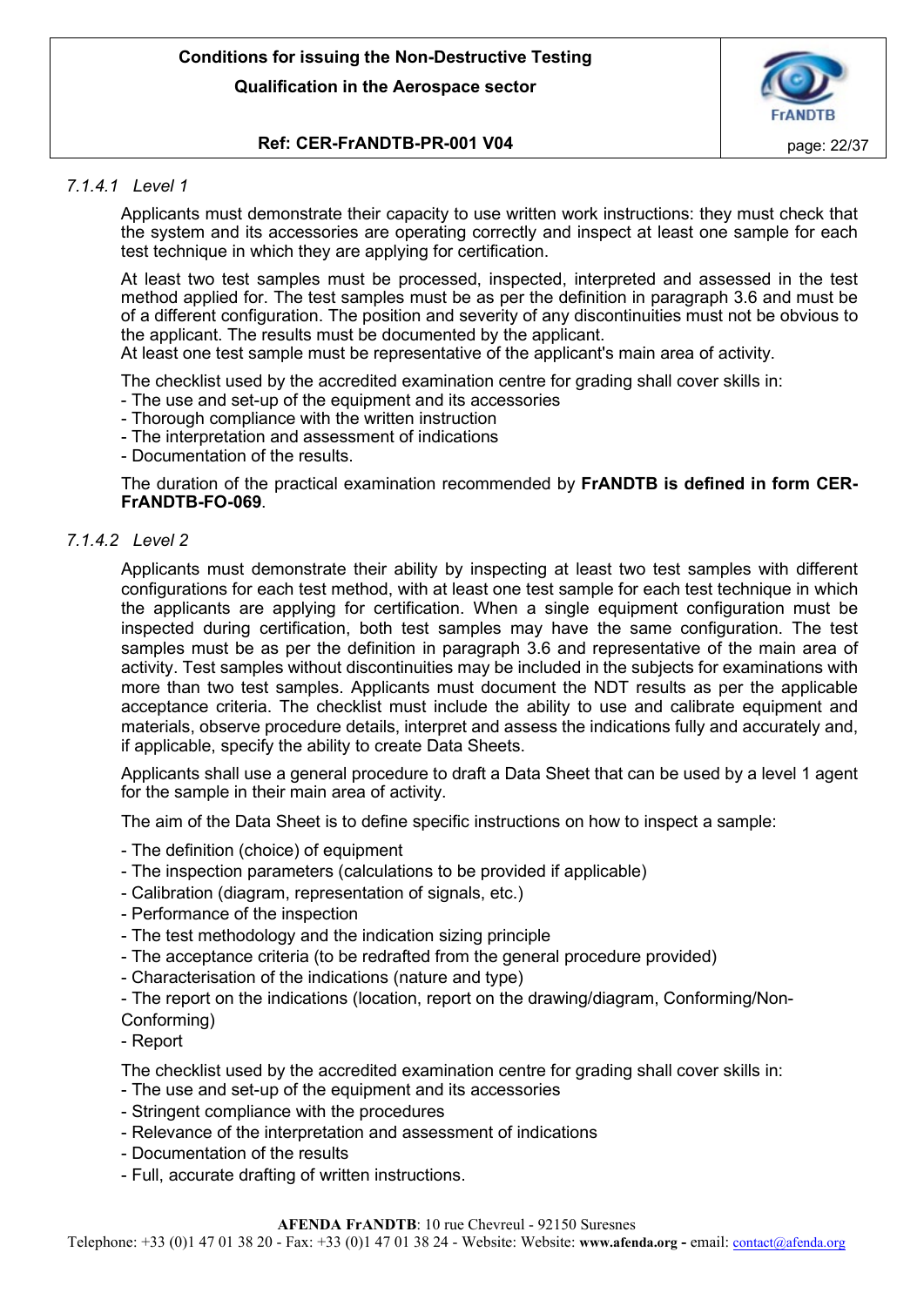#### *7.1.4.1 Level 1*

Applicants must demonstrate their capacity to use written work instructions: they must check that the system and its accessories are operating correctly and inspect at least one sample for each test technique in which they are applying for certification.

At least two test samples must be processed, inspected, interpreted and assessed in the test method applied for. The test samples must be as per the definition in paragraph 3.6 and must be of a different configuration. The position and severity of any discontinuities must not be obvious to the applicant. The results must be documented by the applicant.
At least one test sample must be representative of the applicant's main area of activity.

The checklist used by the accredited examination centre for grading shall cover skills in:
- The use and set-up of the equipment and its accessories
- Thorough compliance with the written instruction
- The interpretation and assessment of indications
- Documentation of the results.

The duration of the practical examination recommended by **FrANDTB is defined in form CER-FrANDTB-FO-069**.

#### *7.1.4.2 Level 2*

Applicants must demonstrate their ability by inspecting at least two test samples with different configurations for each test method, with at least one test sample for each test technique in which the applicants are applying for certification. When a single equipment configuration must be inspected during certification, both test samples may have the same configuration. The test samples must be as per the definition in paragraph 3.6 and representative of the main area of activity. Test samples without discontinuities may be included in the subjects for examinations with more than two test samples. Applicants must document the NDT results as per the applicable acceptance criteria. The checklist must include the ability to use and calibrate equipment and materials, observe procedure details, interpret and assess the indications fully and accurately and, if applicable, specify the ability to create Data Sheets.

Applicants shall use a general procedure to draft a Data Sheet that can be used by a level 1 agent for the sample in their main area of activity.

The aim of the Data Sheet is to define specific instructions on how to inspect a sample:

- The definition (choice) of equipment
- The inspection parameters (calculations to be provided if applicable)
- Calibration (diagram, representation of signals, etc.)
- Performance of the inspection
- The test methodology and the indication sizing principle
- The acceptance criteria (to be redrafted from the general procedure provided)
- Characterisation of the indications (nature and type)
- The report on the indications (location, report on the drawing/diagram, Conforming/Non-Conforming)
- Report

The checklist used by the accredited examination centre for grading shall cover skills in:
- The use and set-up of the equipment and its accessories
- Stringent compliance with the procedures
- Relevance of the interpretation and assessment of indications
- Documentation of the results
- Full, accurate drafting of written instructions.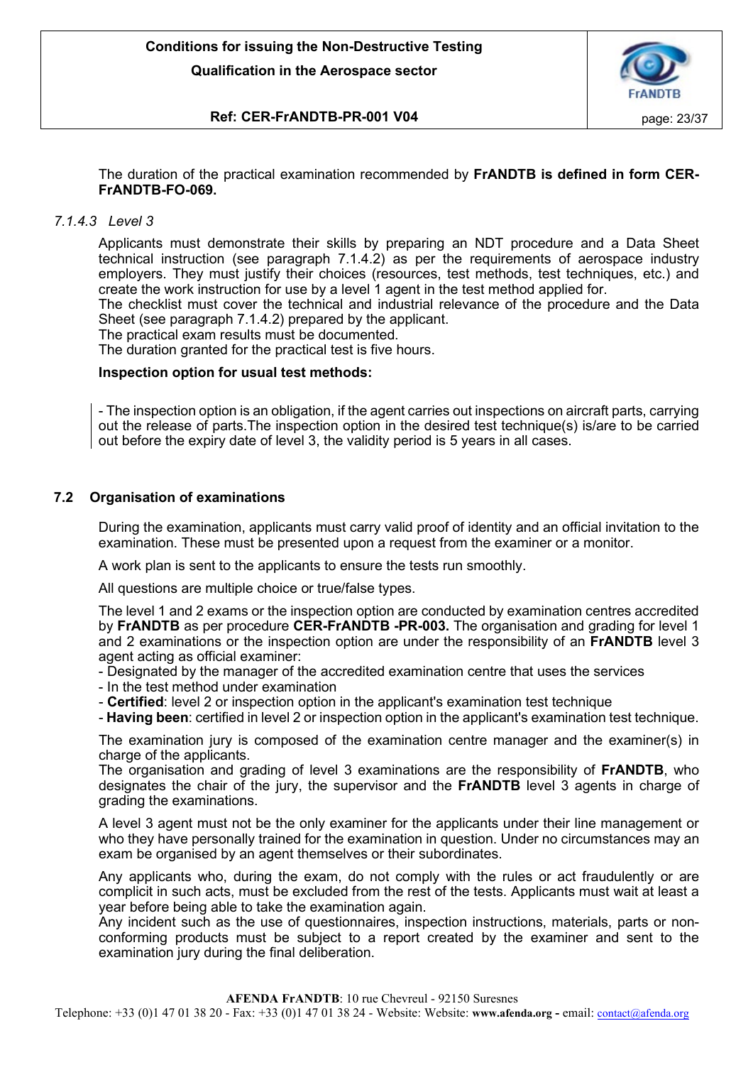The duration of the practical examination recommended by **FrANDTB is defined in form CER-FrANDTB-FO-069.**

#### *7.1.4.3 Level 3*

Applicants must demonstrate their skills by preparing an NDT procedure and a Data Sheet technical instruction (see paragraph 7.1.4.2) as per the requirements of aerospace industry employers. They must justify their choices (resources, test methods, test techniques, etc.) and create the work instruction for use by a level 1 agent in the test method applied for.
The checklist must cover the technical and industrial relevance of the procedure and the Data Sheet (see paragraph 7.1.4.2) prepared by the applicant.
The practical exam results must be documented.
The duration granted for the practical test is five hours.

**Inspection option for usual test methods:**

- The inspection option is an obligation, if the agent carries out inspections on aircraft parts, carrying out the release of parts.The inspection option in the desired test technique(s) is/are to be carried out before the expiry date of level 3, the validity period is 5 years in all cases.

### 7.2 Organisation of examinations

During the examination, applicants must carry valid proof of identity and an official invitation to the examination. These must be presented upon a request from the examiner or a monitor.

A work plan is sent to the applicants to ensure the tests run smoothly.

All questions are multiple choice or true/false types.

The level 1 and 2 exams or the inspection option are conducted by examination centres accredited by **FrANDTB** as per procedure **CER-FrANDTB -PR-003.** The organisation and grading for level 1 and 2 examinations or the inspection option are under the responsibility of an **FrANDTB** level 3 agent acting as official examiner:
- Designated by the manager of the accredited examination centre that uses the services
- In the test method under examination
- **Certified**: level 2 or inspection option in the applicant's examination test technique
- **Having been**: certified in level 2 or inspection option in the applicant's examination test technique.

The examination jury is composed of the examination centre manager and the examiner(s) in charge of the applicants.
The organisation and grading of level 3 examinations are the responsibility of **FrANDTB**, who designates the chair of the jury, the supervisor and the **FrANDTB** level 3 agents in charge of grading the examinations.

A level 3 agent must not be the only examiner for the applicants under their line management or who they have personally trained for the examination in question. Under no circumstances may an exam be organised by an agent themselves or their subordinates.

Any applicants who, during the exam, do not comply with the rules or act fraudulently or are complicit in such acts, must be excluded from the rest of the tests. Applicants must wait at least a year before being able to take the examination again.
Any incident such as the use of questionnaires, inspection instructions, materials, parts or non-conforming products must be subject to a report created by the examiner and sent to the examination jury during the final deliberation.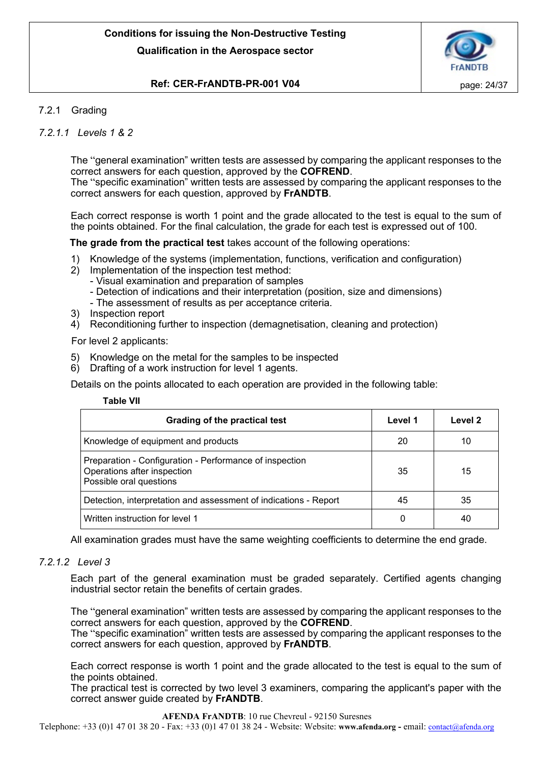### 7.2.1 Grading

#### *7.2.1.1 Levels 1 & 2*

The "general examination" written tests are assessed by comparing the applicant responses to the correct answers for each question, approved by the **COFREND**.
The "specific examination" written tests are assessed by comparing the applicant responses to the correct answers for each question, approved by **FrANDTB**.

Each correct response is worth 1 point and the grade allocated to the test is equal to the sum of the points obtained. For the final calculation, the grade for each test is expressed out of 100.

**The grade from the practical test** takes account of the following operations:

1) Knowledge of the systems (implementation, functions, verification and configuration)
2) Implementation of the inspection test method:
   - Visual examination and preparation of samples
   - Detection of indications and their interpretation (position, size and dimensions)
   - The assessment of results as per acceptance criteria.
3) Inspection report
4) Reconditioning further to inspection (demagnetisation, cleaning and protection)

For level 2 applicants:

5) Knowledge on the metal for the samples to be inspected
6) Drafting of a work instruction for level 1 agents.

Details on the points allocated to each operation are provided in the following table:

**Table VII**

| Grading of the practical test | Level 1 | Level 2 |
|---|---|---|
| Knowledge of equipment and products | 20 | 10 |
| Preparation - Configuration - Performance of inspection<br>Operations after inspection<br>Possible oral questions | 35 | 15 |
| Detection, interpretation and assessment of indications - Report | 45 | 35 |
| Written instruction for level 1 | 0 | 40 |

All examination grades must have the same weighting coefficients to determine the end grade.

#### *7.2.1.2 Level 3*

Each part of the general examination must be graded separately. Certified agents changing industrial sector retain the benefits of certain grades.

The "general examination" written tests are assessed by comparing the applicant responses to the correct answers for each question, approved by the **COFREND**.
The "specific examination" written tests are assessed by comparing the applicant responses to the correct answers for each question, approved by **FrANDTB**.

Each correct response is worth 1 point and the grade allocated to the test is equal to the sum of the points obtained.
The practical test is corrected by two level 3 examiners, comparing the applicant's paper with the correct answer guide created by **FrANDTB**.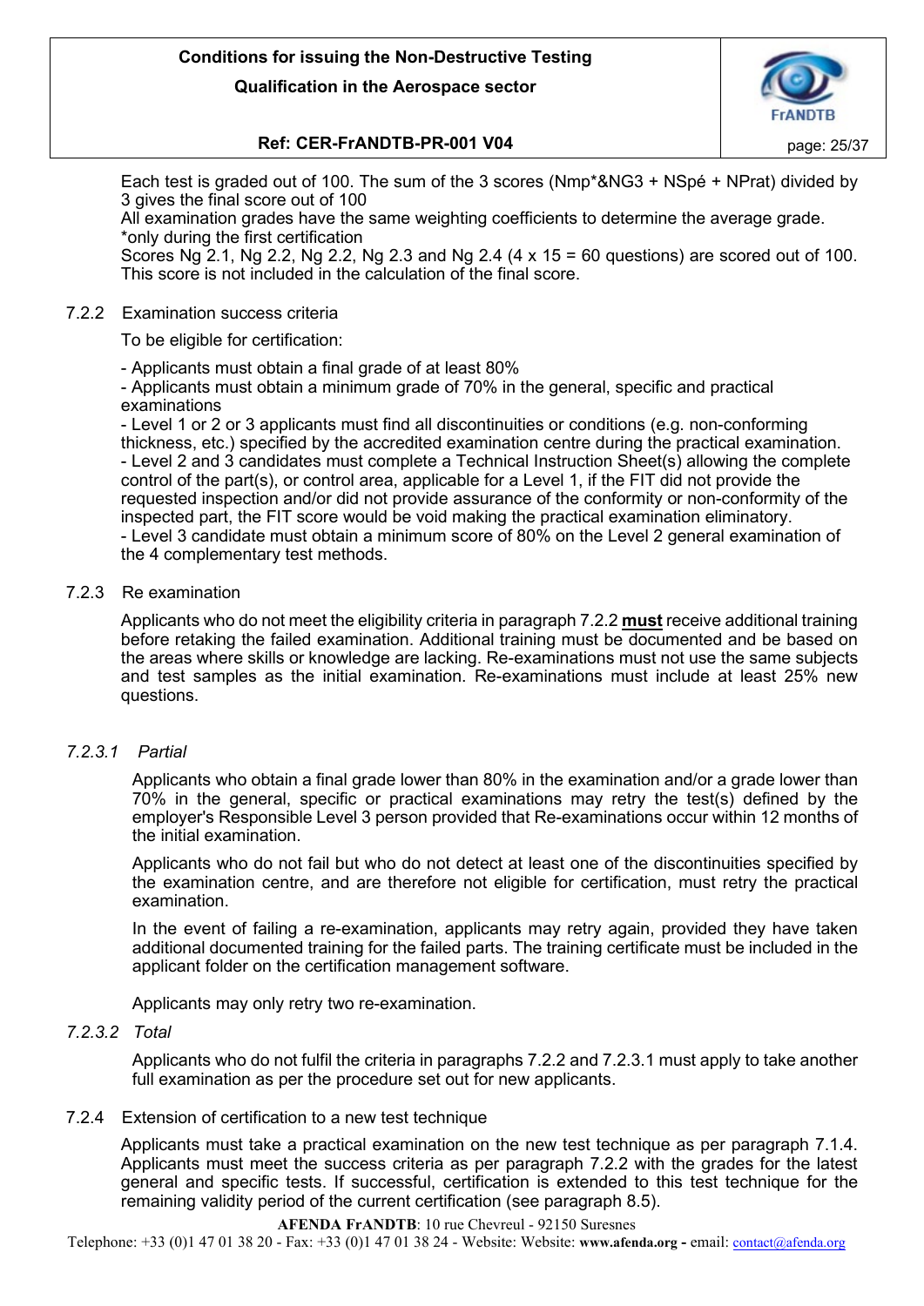Each test is graded out of 100. The sum of the 3 scores (Nmp*&NG3 + NSpé + NPrat) divided by 3 gives the final score out of 100

All examination grades have the same weighting coefficients to determine the average grade.

*only during the first certification

Scores Ng 2.1, Ng 2.2, Ng 2.2, Ng 2.3 and Ng 2.4 (4 x 15 = 60 questions) are scored out of 100. This score is not included in the calculation of the final score.

### 7.2.2 Examination success criteria

To be eligible for certification:

- Applicants must obtain a final grade of at least 80%
- Applicants must obtain a minimum grade of 70% in the general, specific and practical examinations
- Level 1 or 2 or 3 applicants must find all discontinuities or conditions (e.g. non-conforming thickness, etc.) specified by the accredited examination centre during the practical examination.
- Level 2 and 3 candidates must complete a Technical Instruction Sheet(s) allowing the complete control of the part(s), or control area, applicable for a Level 1, if the FIT did not provide the requested inspection and/or did not provide assurance of the conformity or non-conformity of the inspected part, the FIT score would be void making the practical examination eliminatory.
- Level 3 candidate must obtain a minimum score of 80% on the Level 2 general examination of the 4 complementary test methods.

### 7.2.3 Re examination

Applicants who do not meet the eligibility criteria in paragraph 7.2.2 **must** receive additional training before retaking the failed examination. Additional training must be documented and be based on the areas where skills or knowledge are lacking. Re-examinations must not use the same subjects and test samples as the initial examination. Re-examinations must include at least 25% new questions.

#### *7.2.3.1 Partial*

Applicants who obtain a final grade lower than 80% in the examination and/or a grade lower than 70% in the general, specific or practical examinations may retry the test(s) defined by the employer's Responsible Level 3 person provided that Re-examinations occur within 12 months of the initial examination.

Applicants who do not fail but who do not detect at least one of the discontinuities specified by the examination centre, and are therefore not eligible for certification, must retry the practical examination.

In the event of failing a re-examination, applicants may retry again, provided they have taken additional documented training for the failed parts. The training certificate must be included in the applicant folder on the certification management software.

Applicants may only retry two re-examination.

#### *7.2.3.2 Total*

Applicants who do not fulfil the criteria in paragraphs 7.2.2 and 7.2.3.1 must apply to take another full examination as per the procedure set out for new applicants.

### 7.2.4 Extension of certification to a new test technique

Applicants must take a practical examination on the new test technique as per paragraph 7.1.4. Applicants must meet the success criteria as per paragraph 7.2.2 with the grades for the latest general and specific tests. If successful, certification is extended to this test technique for the remaining validity period of the current certification (see paragraph 8.5).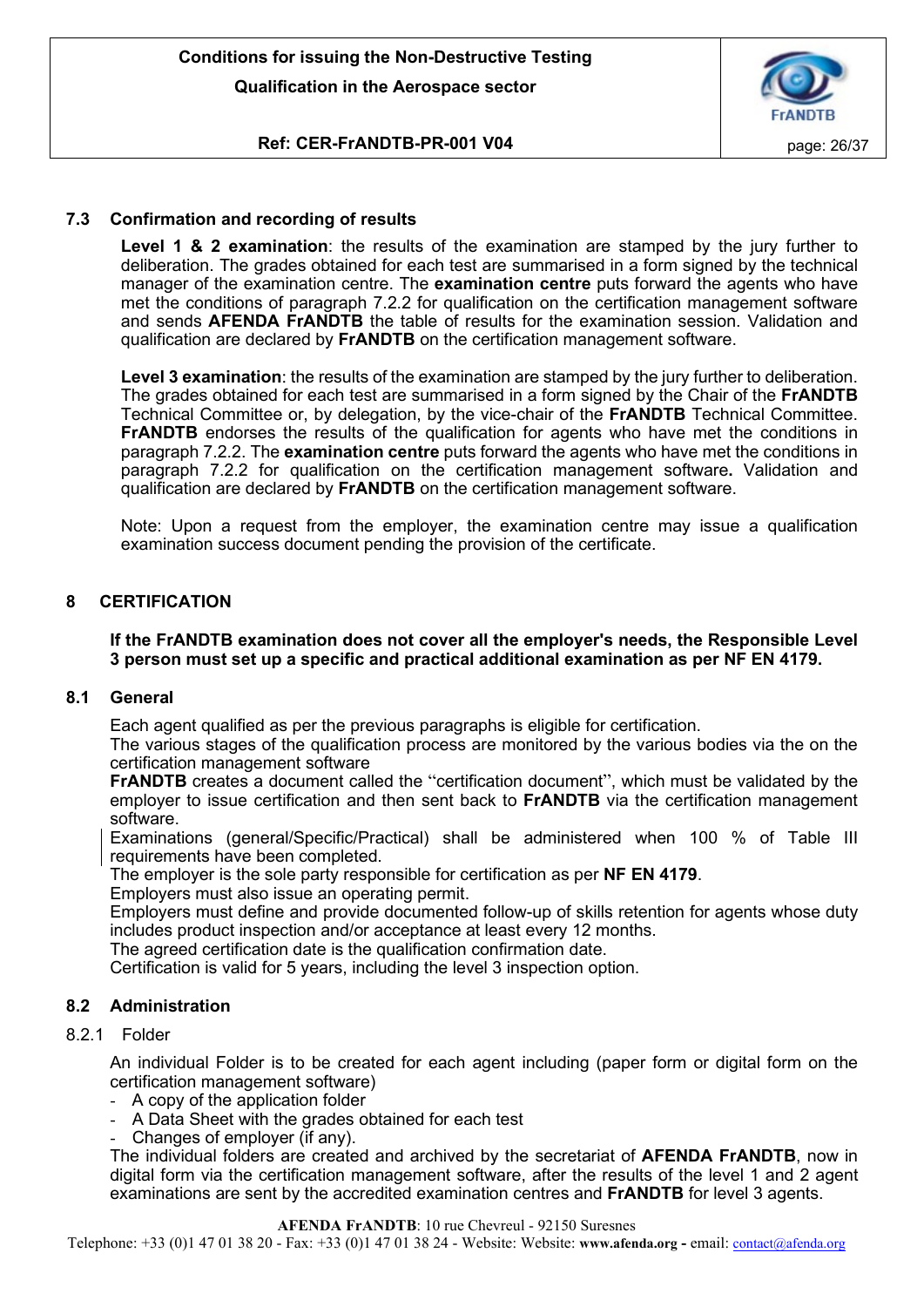### 7.3 Confirmation and recording of results

**Level 1 & 2 examination**: the results of the examination are stamped by the jury further to deliberation. The grades obtained for each test are summarised in a form signed by the technical manager of the examination centre. The **examination centre** puts forward the agents who have met the conditions of paragraph 7.2.2 for qualification on the certification management software and sends **AFENDA FrANDTB** the table of results for the examination session. Validation and qualification are declared by **FrANDTB** on the certification management software.

**Level 3 examination**: the results of the examination are stamped by the jury further to deliberation. The grades obtained for each test are summarised in a form signed by the Chair of the **FrANDTB** Technical Committee or, by delegation, by the vice-chair of the **FrANDTB** Technical Committee. **FrANDTB** endorses the results of the qualification for agents who have met the conditions in paragraph 7.2.2. The **examination centre** puts forward the agents who have met the conditions in paragraph 7.2.2 for qualification on the certification management software**.** Validation and qualification are declared by **FrANDTB** on the certification management software.

Note: Upon a request from the employer, the examination centre may issue a qualification examination success document pending the provision of the certificate.

## 8 CERTIFICATION

**If the FrANDTB examination does not cover all the employer's needs, the Responsible Level 3 person must set up a specific and practical additional examination as per NF EN 4179.**

### 8.1 General

Each agent qualified as per the previous paragraphs is eligible for certification.
The various stages of the qualification process are monitored by the various bodies via the on the certification management software
**FrANDTB** creates a document called the "certification document", which must be validated by the employer to issue certification and then sent back to **FrANDTB** via the certification management software.
Examinations (general/Specific/Practical) shall be administered when 100 % of Table III requirements have been completed.
The employer is the sole party responsible for certification as per **NF EN 4179**.
Employers must also issue an operating permit.
Employers must define and provide documented follow-up of skills retention for agents whose duty includes product inspection and/or acceptance at least every 12 months.
The agreed certification date is the qualification confirmation date.
Certification is valid for 5 years, including the level 3 inspection option.

### 8.2 Administration

#### 8.2.1 Folder

An individual Folder is to be created for each agent including (paper form or digital form on the certification management software)

- A copy of the application folder
- A Data Sheet with the grades obtained for each test
- Changes of employer (if any).

The individual folders are created and archived by the secretariat of **AFENDA FrANDTB**, now in digital form via the certification management software, after the results of the level 1 and 2 agent examinations are sent by the accredited examination centres and **FrANDTB** for level 3 agents.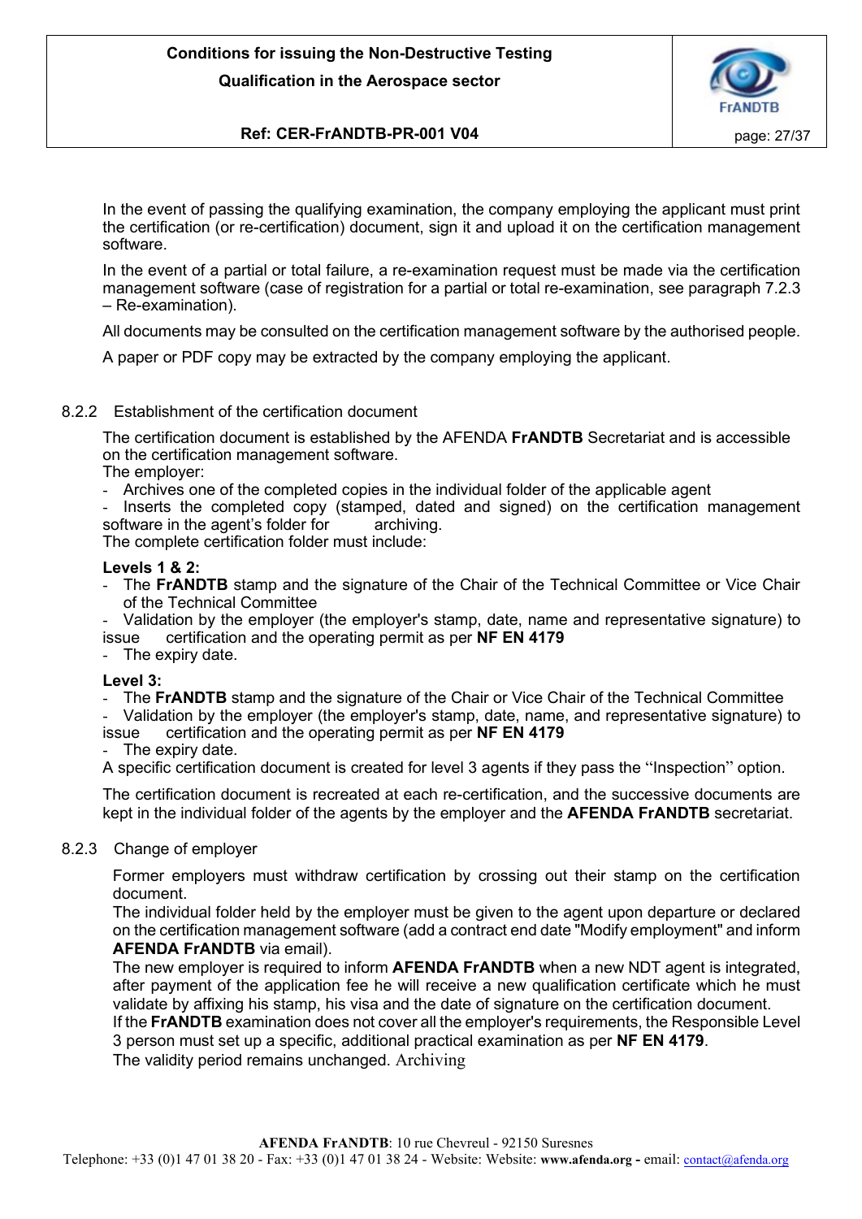In the event of passing the qualifying examination, the company employing the applicant must print the certification (or re-certification) document, sign it and upload it on the certification management software.

In the event of a partial or total failure, a re-examination request must be made via the certification management software (case of registration for a partial or total re-examination, see paragraph 7.2.3 – Re-examination).

All documents may be consulted on the certification management software by the authorised people.

A paper or PDF copy may be extracted by the company employing the applicant.

### 8.2.2 Establishment of the certification document

The certification document is established by the AFENDA **FrANDTB** Secretariat and is accessible on the certification management software.

The employer:

- Archives one of the completed copies in the individual folder of the applicable agent
- Inserts the completed copy (stamped, dated and signed) on the certification management software in the agent's folder for archiving.

The complete certification folder must include:

**Levels 1 & 2:**

- The **FrANDTB** stamp and the signature of the Chair of the Technical Committee or Vice Chair of the Technical Committee
- Validation by the employer (the employer's stamp, date, name and representative signature) to issue certification and the operating permit as per **NF EN 4179**
- The expiry date.

**Level 3:**

- The **FrANDTB** stamp and the signature of the Chair or Vice Chair of the Technical Committee
- Validation by the employer (the employer's stamp, date, name, and representative signature) to issue certification and the operating permit as per **NF EN 4179**
- The expiry date.

A specific certification document is created for level 3 agents if they pass the "Inspection" option.

The certification document is recreated at each re-certification, and the successive documents are kept in the individual folder of the agents by the employer and the **AFENDA FrANDTB** secretariat.

### 8.2.3 Change of employer

Former employers must withdraw certification by crossing out their stamp on the certification document.

The individual folder held by the employer must be given to the agent upon departure or declared on the certification management software (add a contract end date "Modify employment" and inform **AFENDA FrANDTB** via email).

The new employer is required to inform **AFENDA FrANDTB** when a new NDT agent is integrated, after payment of the application fee he will receive a new qualification certificate which he must validate by affixing his stamp, his visa and the date of signature on the certification document.

If the **FrANDTB** examination does not cover all the employer's requirements, the Responsible Level 3 person must set up a specific, additional practical examination as per **NF EN 4179**.

The validity period remains unchanged. Archiving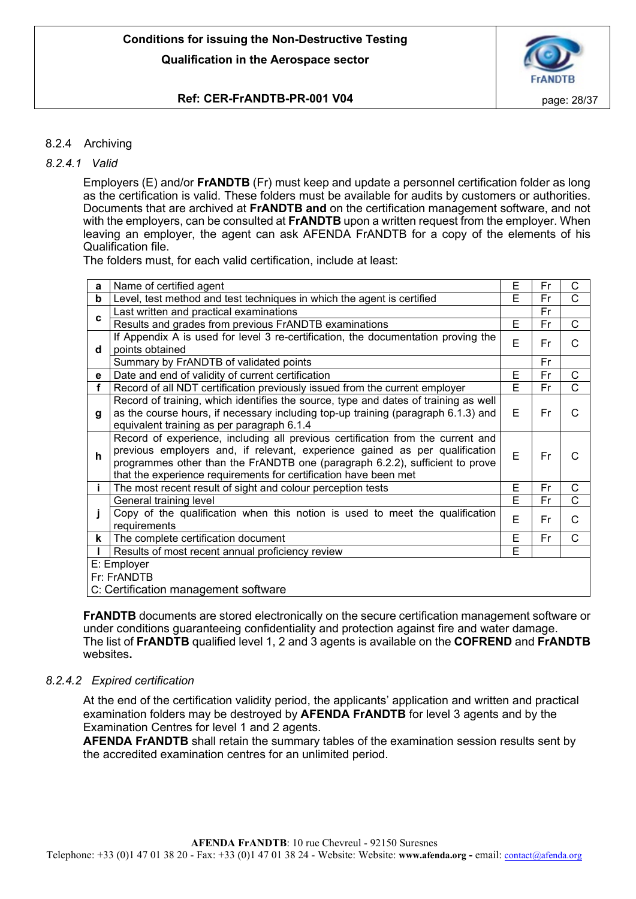### 8.2.4 Archiving

#### *8.2.4.1 Valid*

Employers (E) and/or **FrANDTB** (Fr) must keep and update a personnel certification folder as long as the certification is valid. These folders must be available for audits by customers or authorities. Documents that are archived at **FrANDTB and** on the certification management software, and not with the employers, can be consulted at **FrANDTB** upon a written request from the employer. When leaving an employer, the agent can ask AFENDA FrANDTB for a copy of the elements of his Qualification file.

The folders must, for each valid certification, include at least:

| | | | | |
|---|---|---|---|---|
| **a** | Name of certified agent | E | Fr | C |
| **b** | Level, test method and test techniques in which the agent is certified | E | Fr | C |
| **c** | Last written and practical examinations | | Fr | |
| | Results and grades from previous FrANDTB examinations | E | Fr | C |
| **d** | If Appendix A is used for level 3 re-certification, the documentation proving the points obtained | E | Fr | C |
| | Summary by FrANDTB of validated points | | Fr | |
| **e** | Date and end of validity of current certification | E | Fr | C |
| **f** | Record of all NDT certification previously issued from the current employer | E | Fr | C |
| **g** | Record of training, which identifies the source, type and dates of training as well as the course hours, if necessary including top-up training (paragraph 6.1.3) and equivalent training as per paragraph 6.1.4 | E | Fr | C |
| **h** | Record of experience, including all previous certification from the current and previous employers and, if relevant, experience gained as per qualification programmes other than the FrANDTB one (paragraph 6.2.2), sufficient to prove that the experience requirements for certification have been met | E | Fr | C |
| **i** | The most recent result of sight and colour perception tests | E | Fr | C |
| **j** | General training level | E | Fr | C |
| | Copy of the qualification when this notion is used to meet the qualification requirements | E | Fr | C |
| **k** | The complete certification document | E | Fr | C |
| **l** | Results of most recent annual proficiency review | E | | |

E: Employer
Fr: FrANDTB
C: Certification management software

**FrANDTB** documents are stored electronically on the secure certification management software or under conditions guaranteeing confidentiality and protection against fire and water damage.
The list of **FrANDTB** qualified level 1, 2 and 3 agents is available on the **COFREND** and **FrANDTB** websites**.**

#### *8.2.4.2 Expired certification*

At the end of the certification validity period, the applicants' application and written and practical examination folders may be destroyed by **AFENDA FrANDTB** for level 3 agents and by the Examination Centres for level 1 and 2 agents.
**AFENDA FrANDTB** shall retain the summary tables of the examination session results sent by the accredited examination centres for an unlimited period.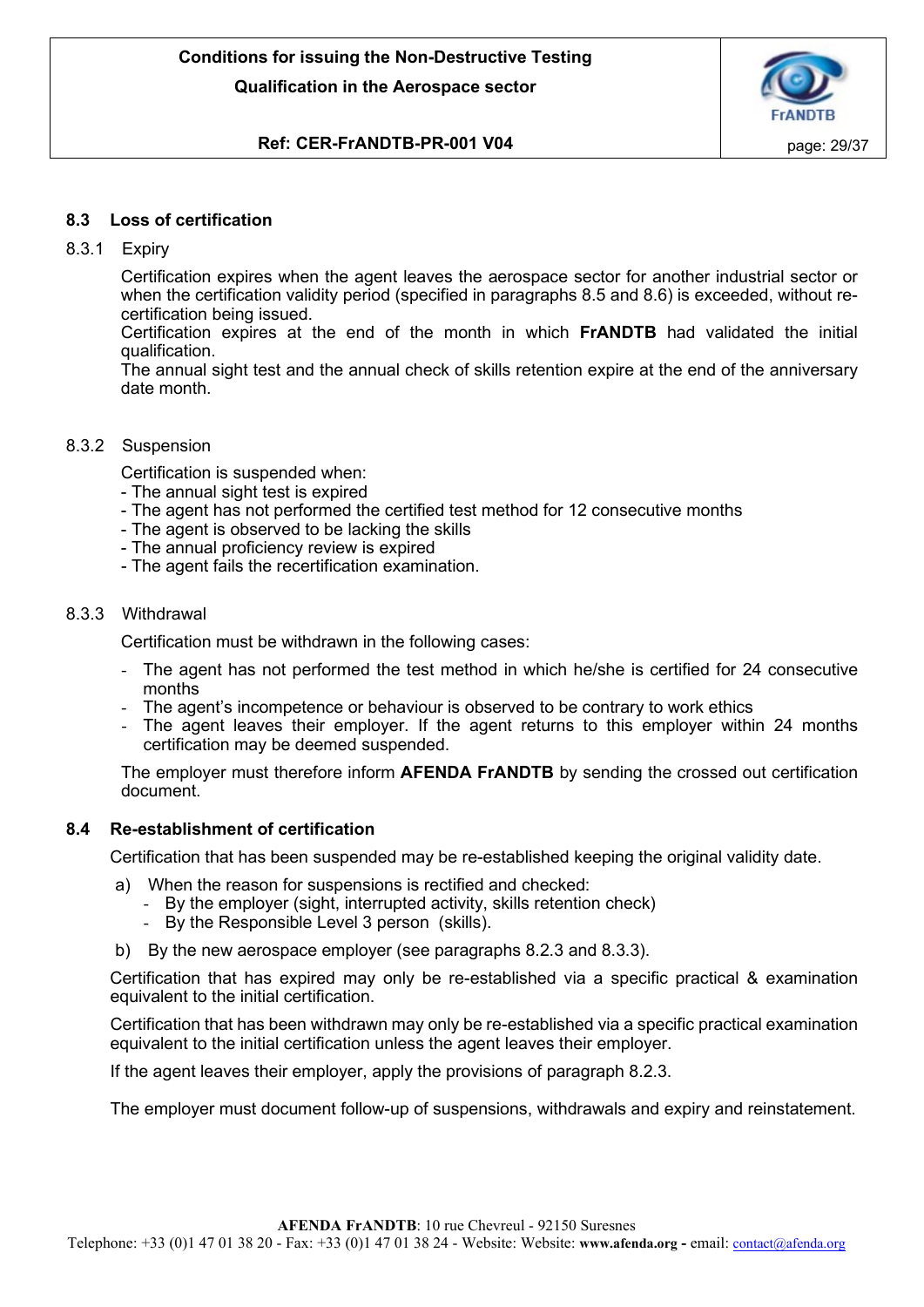## 8.3 Loss of certification

### 8.3.1 Expiry

Certification expires when the agent leaves the aerospace sector for another industrial sector or when the certification validity period (specified in paragraphs 8.5 and 8.6) is exceeded, without re-certification being issued.
Certification expires at the end of the month in which **FrANDTB** had validated the initial qualification.
The annual sight test and the annual check of skills retention expire at the end of the anniversary date month.

### 8.3.2 Suspension

Certification is suspended when:
- The annual sight test is expired
- The agent has not performed the certified test method for 12 consecutive months
- The agent is observed to be lacking the skills
- The annual proficiency review is expired
- The agent fails the recertification examination.

### 8.3.3 Withdrawal

Certification must be withdrawn in the following cases:

- The agent has not performed the test method in which he/she is certified for 24 consecutive months
- The agent's incompetence or behaviour is observed to be contrary to work ethics
- The agent leaves their employer. If the agent returns to this employer within 24 months certification may be deemed suspended.

The employer must therefore inform **AFENDA FrANDTB** by sending the crossed out certification document.

## 8.4 Re-establishment of certification

Certification that has been suspended may be re-established keeping the original validity date.

a) When the reason for suspensions is rectified and checked:
  - By the employer (sight, interrupted activity, skills retention check)
  - By the Responsible Level 3 person (skills).

b) By the new aerospace employer (see paragraphs 8.2.3 and 8.3.3).

Certification that has expired may only be re-established via a specific practical & examination equivalent to the initial certification.

Certification that has been withdrawn may only be re-established via a specific practical examination equivalent to the initial certification unless the agent leaves their employer.

If the agent leaves their employer, apply the provisions of paragraph 8.2.3.

The employer must document follow-up of suspensions, withdrawals and expiry and reinstatement.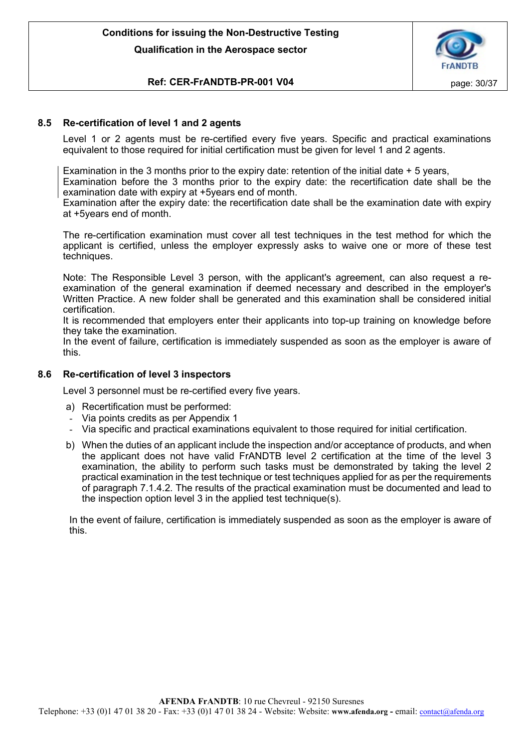### 8.5 Re-certification of level 1 and 2 agents

Level 1 or 2 agents must be re-certified every five years. Specific and practical examinations equivalent to those required for initial certification must be given for level 1 and 2 agents.

Examination in the 3 months prior to the expiry date: retention of the initial date + 5 years,
Examination before the 3 months prior to the expiry date: the recertification date shall be the examination date with expiry at +5years end of month.
Examination after the expiry date: the recertification date shall be the examination date with expiry at +5years end of month.

The re-certification examination must cover all test techniques in the test method for which the applicant is certified, unless the employer expressly asks to waive one or more of these test techniques.

Note: The Responsible Level 3 person, with the applicant's agreement, can also request a re-examination of the general examination if deemed necessary and described in the employer's Written Practice. A new folder shall be generated and this examination shall be considered initial certification.
It is recommended that employers enter their applicants into top-up training on knowledge before they take the examination.
In the event of failure, certification is immediately suspended as soon as the employer is aware of this.

### 8.6 Re-certification of level 3 inspectors

Level 3 personnel must be re-certified every five years.

a) Recertification must be performed:
   - Via points credits as per Appendix 1
   - Via specific and practical examinations equivalent to those required for initial certification.

b) When the duties of an applicant include the inspection and/or acceptance of products, and when the applicant does not have valid FrANDTB level 2 certification at the time of the level 3 examination, the ability to perform such tasks must be demonstrated by taking the level 2 practical examination in the test technique or test techniques applied for as per the requirements of paragraph 7.1.4.2. The results of the practical examination must be documented and lead to the inspection option level 3 in the applied test technique(s).

In the event of failure, certification is immediately suspended as soon as the employer is aware of this.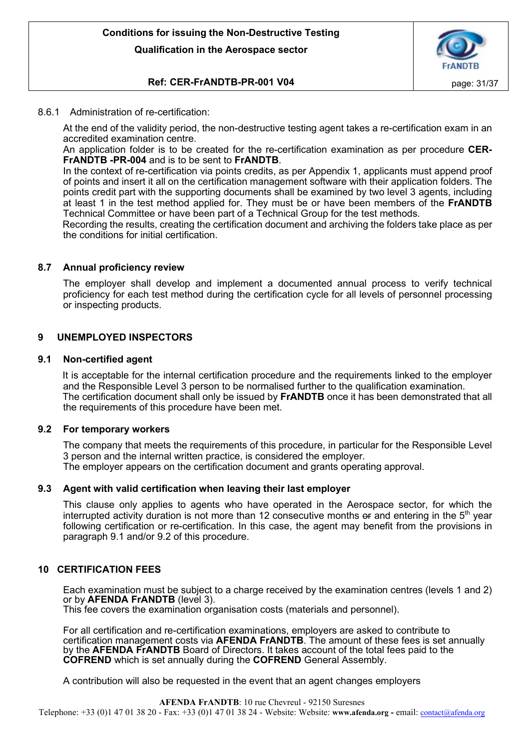8.6.1 Administration of re-certification:

At the end of the validity period, the non-destructive testing agent takes a re-certification exam in an accredited examination centre.
An application folder is to be created for the re-certification examination as per procedure **CER-FrANDTB -PR-004** and is to be sent to **FrANDTB**.
In the context of re-certification via points credits, as per Appendix 1, applicants must append proof of points and insert it all on the certification management software with their application folders. The points credit part with the supporting documents shall be examined by two level 3 agents, including at least 1 in the test method applied for. They must be or have been members of the **FrANDTB** Technical Committee or have been part of a Technical Group for the test methods.
Recording the results, creating the certification document and archiving the folders take place as per the conditions for initial certification.

### 8.7 Annual proficiency review

The employer shall develop and implement a documented annual process to verify technical proficiency for each test method during the certification cycle for all levels of personnel processing or inspecting products.

## 9 UNEMPLOYED INSPECTORS

### 9.1 Non-certified agent

It is acceptable for the internal certification procedure and the requirements linked to the employer and the Responsible Level 3 person to be normalised further to the qualification examination.
The certification document shall only be issued by **FrANDTB** once it has been demonstrated that all the requirements of this procedure have been met.

### 9.2 For temporary workers

The company that meets the requirements of this procedure, in particular for the Responsible Level 3 person and the internal written practice, is considered the employer.
The employer appears on the certification document and grants operating approval.

### 9.3 Agent with valid certification when leaving their last employer

This clause only applies to agents who have operated in the Aerospace sector, for which the interrupted activity duration is not more than 12 consecutive months ~~or~~ and entering in the 5th year following certification or re-certification. In this case, the agent may benefit from the provisions in paragraph 9.1 and/or 9.2 of this procedure.

## 10 CERTIFICATION FEES

Each examination must be subject to a charge received by the examination centres (levels 1 and 2) or by **AFENDA FrANDTB** (level 3).
This fee covers the examination organisation costs (materials and personnel).

For all certification and re-certification examinations, employers are asked to contribute to certification management costs via **AFENDA FrANDTB**. The amount of these fees is set annually by the **AFENDA FrANDTB** Board of Directors. It takes account of the total fees paid to the **COFREND** which is set annually during the **COFREND** General Assembly.

A contribution will also be requested in the event that an agent changes employers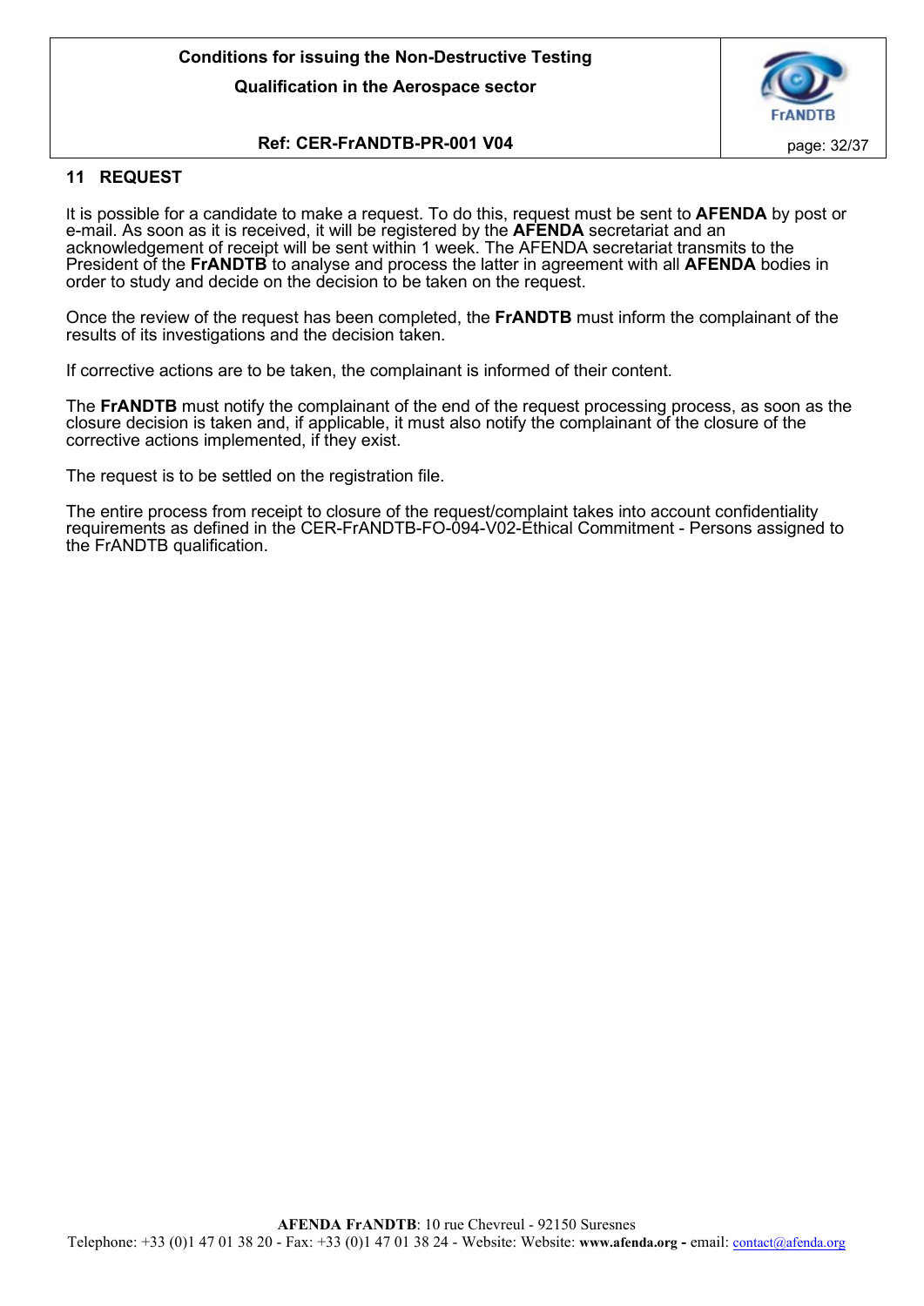## 11 REQUEST

It is possible for a candidate to make a request. To do this, request must be sent to **AFENDA** by post or e-mail. As soon as it is received, it will be registered by the **AFENDA** secretariat and an acknowledgement of receipt will be sent within 1 week. The AFENDA secretariat transmits to the President of the **FrANDTB** to analyse and process the latter in agreement with all **AFENDA** bodies in order to study and decide on the decision to be taken on the request.

Once the review of the request has been completed, the **FrANDTB** must inform the complainant of the results of its investigations and the decision taken.

If corrective actions are to be taken, the complainant is informed of their content.

The **FrANDTB** must notify the complainant of the end of the request processing process, as soon as the closure decision is taken and, if applicable, it must also notify the complainant of the closure of the corrective actions implemented, if they exist.

The request is to be settled on the registration file.

The entire process from receipt to closure of the request/complaint takes into account confidentiality requirements as defined in the CER-FrANDTB-FO-094-V02-Ethical Commitment - Persons assigned to the FrANDTB qualification.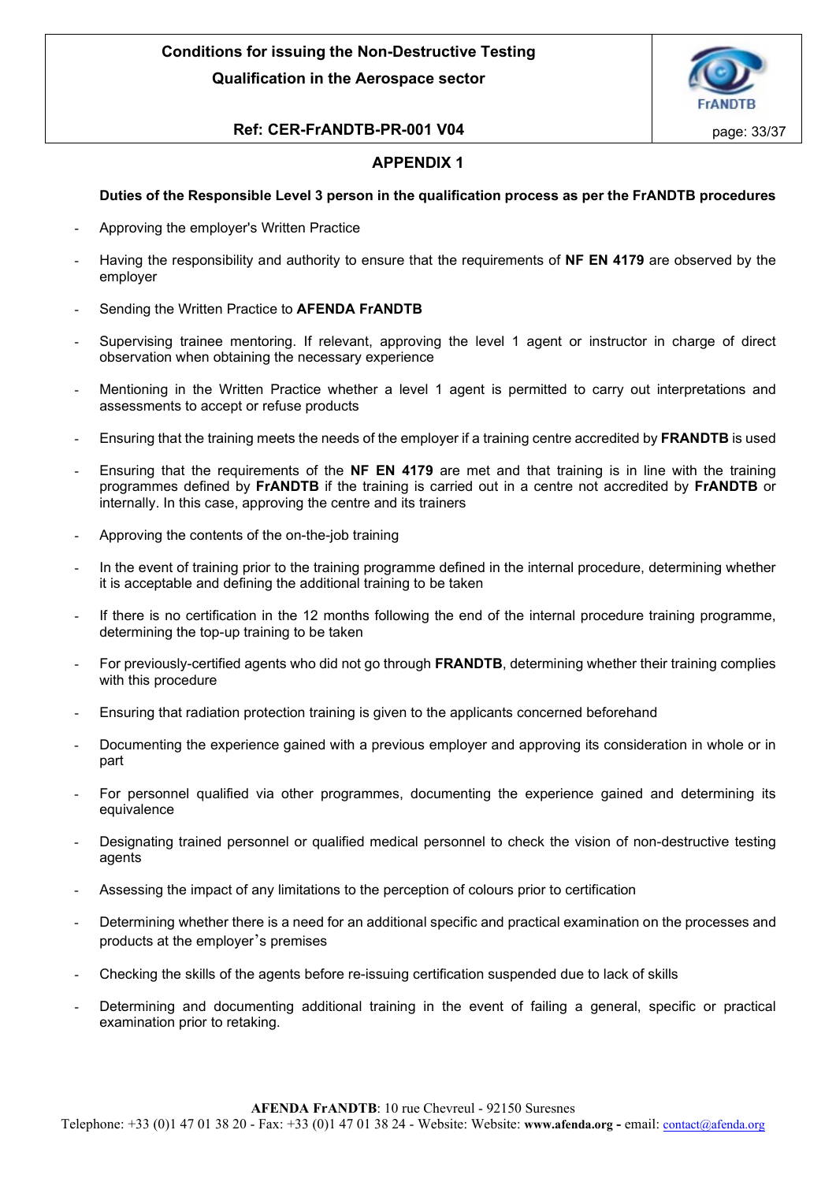## APPENDIX 1

**Duties of the Responsible Level 3 person in the qualification process as per the FrANDTB procedures**

- Approving the employer's Written Practice
- Having the responsibility and authority to ensure that the requirements of **NF EN 4179** are observed by the employer
- Sending the Written Practice to **AFENDA FrANDTB**
- Supervising trainee mentoring. If relevant, approving the level 1 agent or instructor in charge of direct observation when obtaining the necessary experience
- Mentioning in the Written Practice whether a level 1 agent is permitted to carry out interpretations and assessments to accept or refuse products
- Ensuring that the training meets the needs of the employer if a training centre accredited by **FRANDTB** is used
- Ensuring that the requirements of the **NF EN 4179** are met and that training is in line with the training programmes defined by **FrANDTB** if the training is carried out in a centre not accredited by **FrANDTB** or internally. In this case, approving the centre and its trainers
- Approving the contents of the on-the-job training
- In the event of training prior to the training programme defined in the internal procedure, determining whether it is acceptable and defining the additional training to be taken
- If there is no certification in the 12 months following the end of the internal procedure training programme, determining the top-up training to be taken
- For previously-certified agents who did not go through **FRANDTB**, determining whether their training complies with this procedure
- Ensuring that radiation protection training is given to the applicants concerned beforehand
- Documenting the experience gained with a previous employer and approving its consideration in whole or in part
- For personnel qualified via other programmes, documenting the experience gained and determining its equivalence
- Designating trained personnel or qualified medical personnel to check the vision of non-destructive testing agents
- Assessing the impact of any limitations to the perception of colours prior to certification
- Determining whether there is a need for an additional specific and practical examination on the processes and products at the employer's premises
- Checking the skills of the agents before re-issuing certification suspended due to lack of skills
- Determining and documenting additional training in the event of failing a general, specific or practical examination prior to retaking.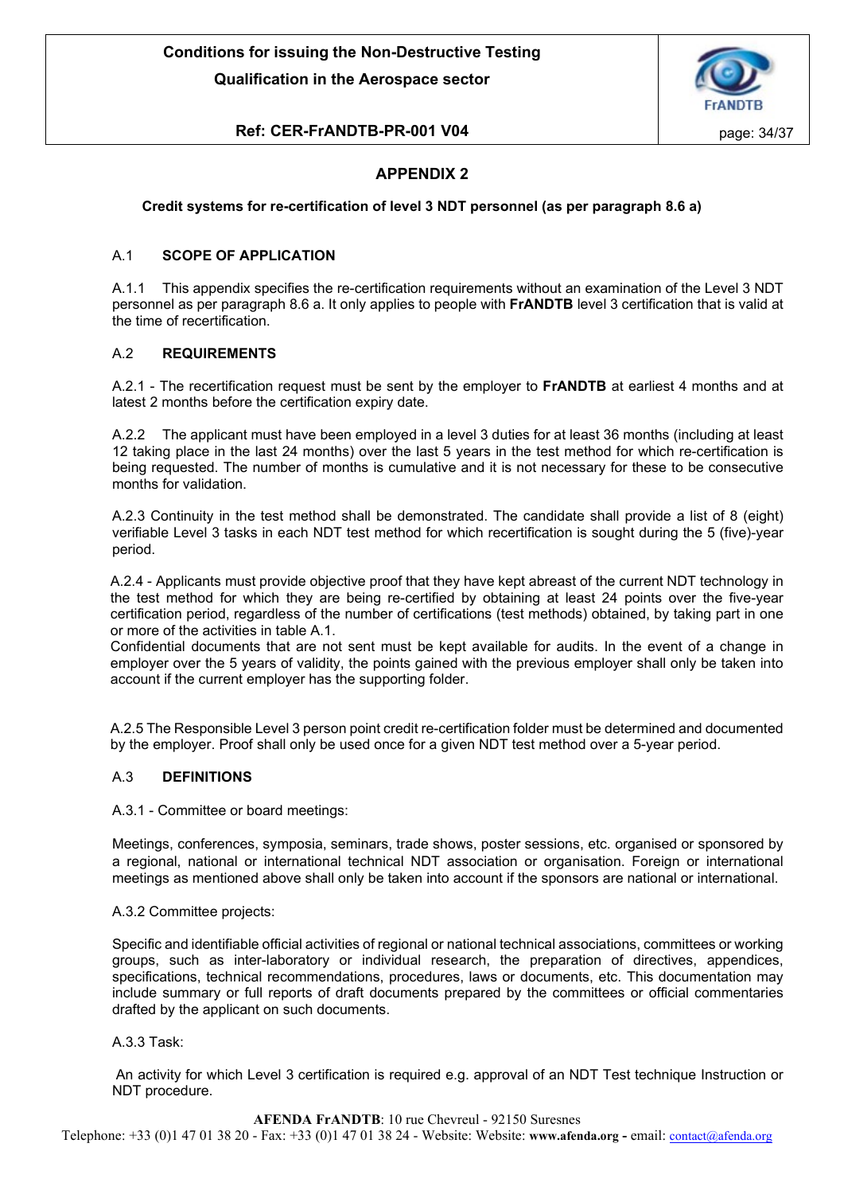## APPENDIX 2

**Credit systems for re-certification of level 3 NDT personnel (as per paragraph 8.6 a)**

### A.1 SCOPE OF APPLICATION

A.1.1 This appendix specifies the re-certification requirements without an examination of the Level 3 NDT personnel as per paragraph 8.6 a. It only applies to people with **FrANDTB** level 3 certification that is valid at the time of recertification.

### A.2 REQUIREMENTS

A.2.1 - The recertification request must be sent by the employer to **FrANDTB** at earliest 4 months and at latest 2 months before the certification expiry date.

A.2.2 The applicant must have been employed in a level 3 duties for at least 36 months (including at least 12 taking place in the last 24 months) over the last 5 years in the test method for which re-certification is being requested. The number of months is cumulative and it is not necessary for these to be consecutive months for validation.

A.2.3 Continuity in the test method shall be demonstrated. The candidate shall provide a list of 8 (eight) verifiable Level 3 tasks in each NDT test method for which recertification is sought during the 5 (five)-year period.

A.2.4 - Applicants must provide objective proof that they have kept abreast of the current NDT technology in the test method for which they are being re-certified by obtaining at least 24 points over the five-year certification period, regardless of the number of certifications (test methods) obtained, by taking part in one or more of the activities in table A.1.
Confidential documents that are not sent must be kept available for audits. In the event of a change in employer over the 5 years of validity, the points gained with the previous employer shall only be taken into account if the current employer has the supporting folder.

A.2.5 The Responsible Level 3 person point credit re-certification folder must be determined and documented by the employer. Proof shall only be used once for a given NDT test method over a 5-year period.

### A.3 DEFINITIONS

A.3.1 - Committee or board meetings:

Meetings, conferences, symposia, seminars, trade shows, poster sessions, etc. organised or sponsored by a regional, national or international technical NDT association or organisation. Foreign or international meetings as mentioned above shall only be taken into account if the sponsors are national or international.

A.3.2 Committee projects:

Specific and identifiable official activities of regional or national technical associations, committees or working groups, such as inter-laboratory or individual research, the preparation of directives, appendices, specifications, technical recommendations, procedures, laws or documents, etc. This documentation may include summary or full reports of draft documents prepared by the committees or official commentaries drafted by the applicant on such documents.

A.3.3 Task:

An activity for which Level 3 certification is required e.g. approval of an NDT Test technique Instruction or NDT procedure.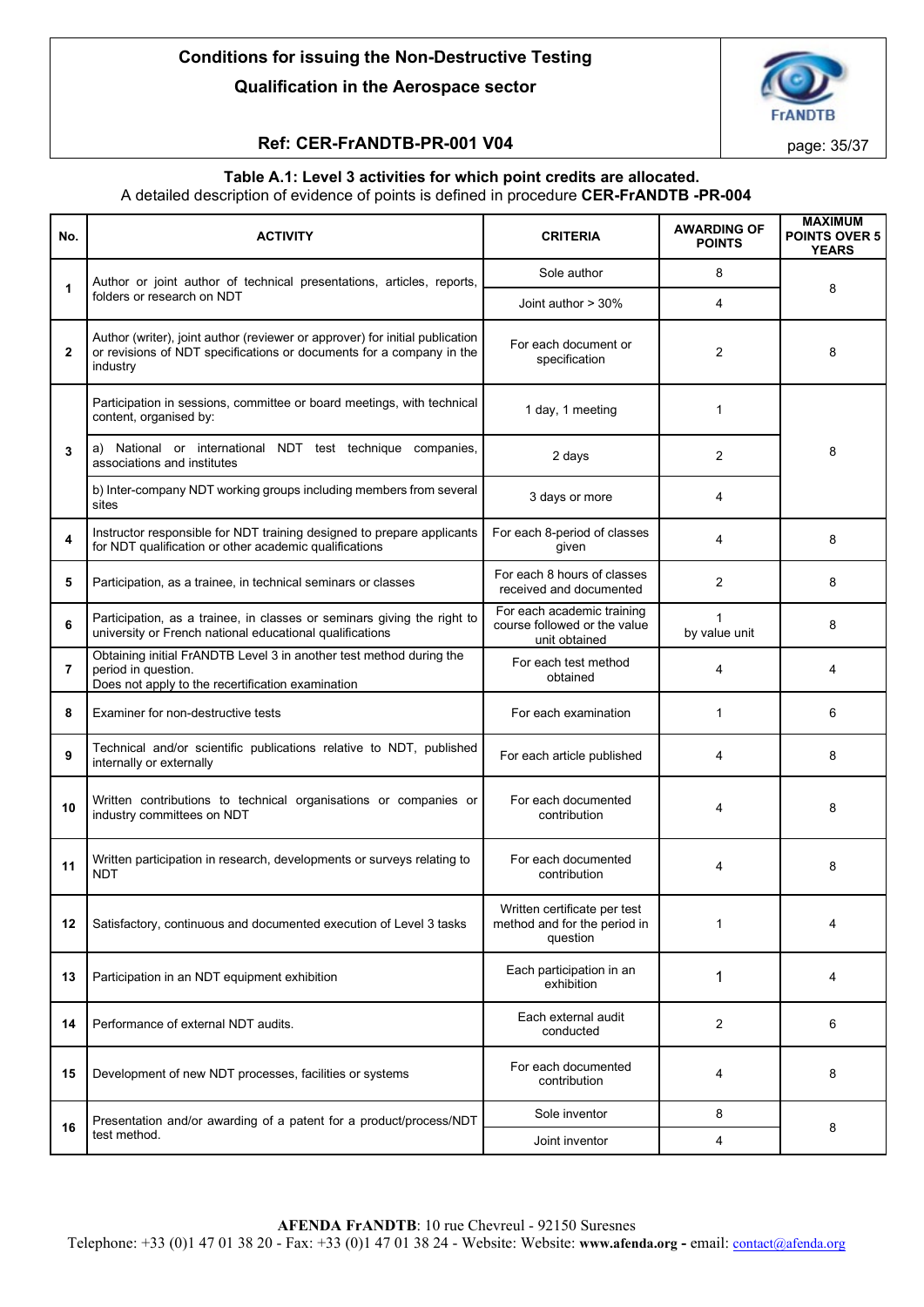**Table A.1: Level 3 activities for which point credits are allocated.**

A detailed description of evidence of points is defined in procedure **CER-FrANDTB -PR-004**

| No. | ACTIVITY | CRITERIA | AWARDING OF POINTS | MAXIMUM POINTS OVER 5 YEARS |
|---|---|---|---|---|
| 1 | Author or joint author of technical presentations, articles, reports, folders or research on NDT | Sole author | 8 | 8 |
| | | Joint author > 30% | 4 | |
| 2 | Author (writer), joint author (reviewer or approver) for initial publication or revisions of NDT specifications or documents for a company in the industry | For each document or specification | 2 | 8 |
| 3 | Participation in sessions, committee or board meetings, with technical content, organised by: | 1 day, 1 meeting | 1 | 8 |
| | a) National or international NDT test technique companies, associations and institutes | 2 days | 2 | |
| | b) Inter-company NDT working groups including members from several sites | 3 days or more | 4 | |
| 4 | Instructor responsible for NDT training designed to prepare applicants for NDT qualification or other academic qualifications | For each 8-period of classes given | 4 | 8 |
| 5 | Participation, as a trainee, in technical seminars or classes | For each 8 hours of classes received and documented | 2 | 8 |
| 6 | Participation, as a trainee, in classes or seminars giving the right to university or French national educational qualifications | For each academic training course followed or the value unit obtained | 1 by value unit | 8 |
| 7 | Obtaining initial FrANDTB Level 3 in another test method during the period in question. Does not apply to the recertification examination | For each test method obtained | 4 | 4 |
| 8 | Examiner for non-destructive tests | For each examination | 1 | 6 |
| 9 | Technical and/or scientific publications relative to NDT, published internally or externally | For each article published | 4 | 8 |
| 10 | Written contributions to technical organisations or companies or industry committees on NDT | For each documented contribution | 4 | 8 |
| 11 | Written participation in research, developments or surveys relating to NDT | For each documented contribution | 4 | 8 |
| 12 | Satisfactory, continuous and documented execution of Level 3 tasks | Written certificate per test method and for the period in question | 1 | 4 |
| 13 | Participation in an NDT equipment exhibition | Each participation in an exhibition | 1 | 4 |
| 14 | Performance of external NDT audits. | Each external audit conducted | 2 | 6 |
| 15 | Development of new NDT processes, facilities or systems | For each documented contribution | 4 | 8 |
| 16 | Presentation and/or awarding of a patent for a product/process/NDT test method. | Sole inventor | 8 | 8 |
| | | Joint inventor | 4 | |

**AFENDA FrANDTB**: 10 rue Chevreul - 92150 Suresnes
Telephone: +33 (0)1 47 01 38 20 - Fax: +33 (0)1 47 01 38 24 - Website: Website: **www.afenda.org -** email: contact@afenda.org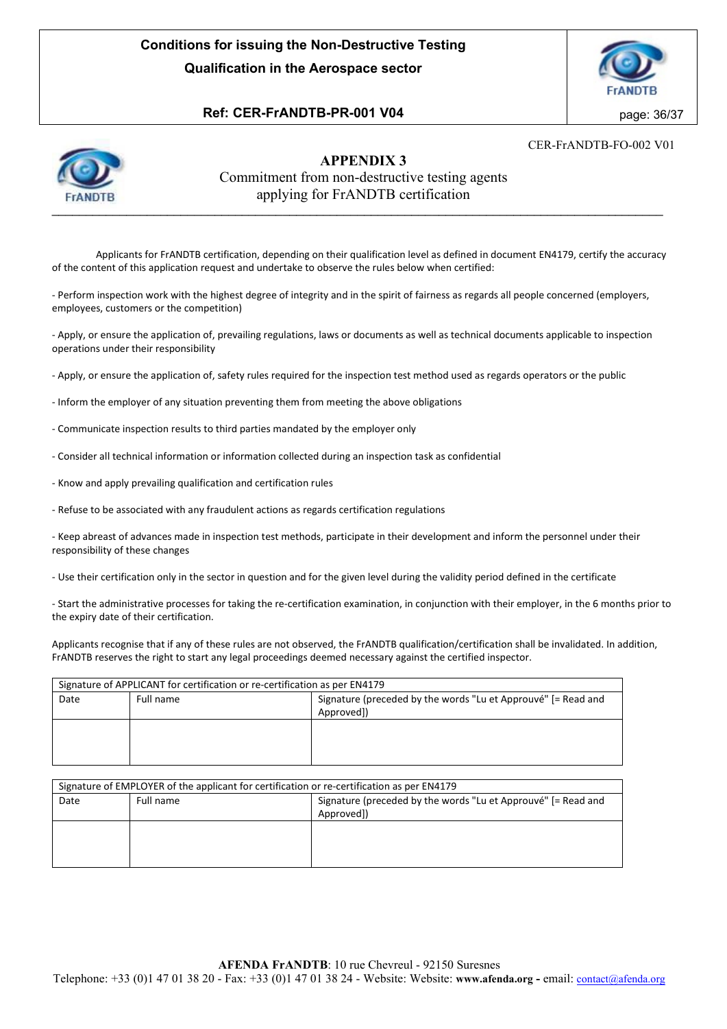CER-FrANDTB-FO-002 V01

## APPENDIX 3

Commitment from non-destructive testing agents applying for FrANDTB certification

Applicants for FrANDTB certification, depending on their qualification level as defined in document EN4179, certify the accuracy of the content of this application request and undertake to observe the rules below when certified:

- Perform inspection work with the highest degree of integrity and in the spirit of fairness as regards all people concerned (employers, employees, customers or the competition)
- Apply, or ensure the application of, prevailing regulations, laws or documents as well as technical documents applicable to inspection operations under their responsibility
- Apply, or ensure the application of, safety rules required for the inspection test method used as regards operators or the public
- Inform the employer of any situation preventing them from meeting the above obligations
- Communicate inspection results to third parties mandated by the employer only
- Consider all technical information or information collected during an inspection task as confidential
- Know and apply prevailing qualification and certification rules
- Refuse to be associated with any fraudulent actions as regards certification regulations
- Keep abreast of advances made in inspection test methods, participate in their development and inform the personnel under their responsibility of these changes
- Use their certification only in the sector in question and for the given level during the validity period defined in the certificate
- Start the administrative processes for taking the re-certification examination, in conjunction with their employer, in the 6 months prior to the expiry date of their certification.

Applicants recognise that if any of these rules are not observed, the FrANDTB qualification/certification shall be invalidated. In addition, FrANDTB reserves the right to start any legal proceedings deemed necessary against the certified inspector.

| Signature of APPLICANT for certification or re-certification as per EN4179 | | |
|---|---|---|
| Date | Full name | Signature (preceded by the words "Lu et Approuvé" [= Read and Approved]) |
| | | |

| Signature of EMPLOYER of the applicant for certification or re-certification as per EN4179 | | |
|---|---|---|
| Date | Full name | Signature (preceded by the words "Lu et Approuvé" [= Read and Approved]) |
| | | |

**AFENDA FrANDTB**: 10 rue Chevreul - 92150 Suresnes
Telephone: +33 (0)1 47 01 38 20 - Fax: +33 (0)1 47 01 38 24 - Website: Website: **www.afenda.org -** email: contact@afenda.org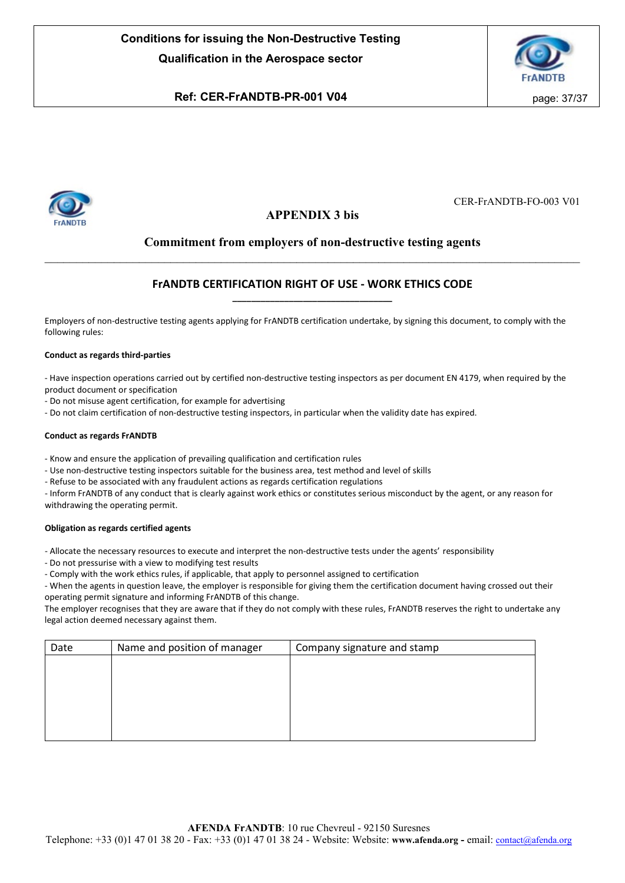CER-FrANDTB-FO-003 V01

# APPENDIX 3 bis

## Commitment from employers of non-destructive testing agents

### FrANDTB CERTIFICATION RIGHT OF USE - WORK ETHICS CODE

Employers of non-destructive testing agents applying for FrANDTB certification undertake, by signing this document, to comply with the following rules:

**Conduct as regards third-parties**

- Have inspection operations carried out by certified non-destructive testing inspectors as per document EN 4179, when required by the product document or specification
- Do not misuse agent certification, for example for advertising
- Do not claim certification of non-destructive testing inspectors, in particular when the validity date has expired.

**Conduct as regards FrANDTB**

- Know and ensure the application of prevailing qualification and certification rules
- Use non-destructive testing inspectors suitable for the business area, test method and level of skills
- Refuse to be associated with any fraudulent actions as regards certification regulations
- Inform FrANDTB of any conduct that is clearly against work ethics or constitutes serious misconduct by the agent, or any reason for withdrawing the operating permit.

**Obligation as regards certified agents**

- Allocate the necessary resources to execute and interpret the non-destructive tests under the agents' responsibility
- Do not pressurise with a view to modifying test results
- Comply with the work ethics rules, if applicable, that apply to personnel assigned to certification
- When the agents in question leave, the employer is responsible for giving them the certification document having crossed out their operating permit signature and informing FrANDTB of this change.

The employer recognises that they are aware that if they do not comply with these rules, FrANDTB reserves the right to undertake any legal action deemed necessary against them.

| Date | Name and position of manager | Company signature and stamp |
|---|---|---|
| | | |

**AFENDA FrANDTB**: 10 rue Chevreul - 92150 Suresnes
Telephone: +33 (0)1 47 01 38 20 - Fax: +33 (0)1 47 01 38 24 - Website: Website: **www.afenda.org** - email: contact@afenda.org